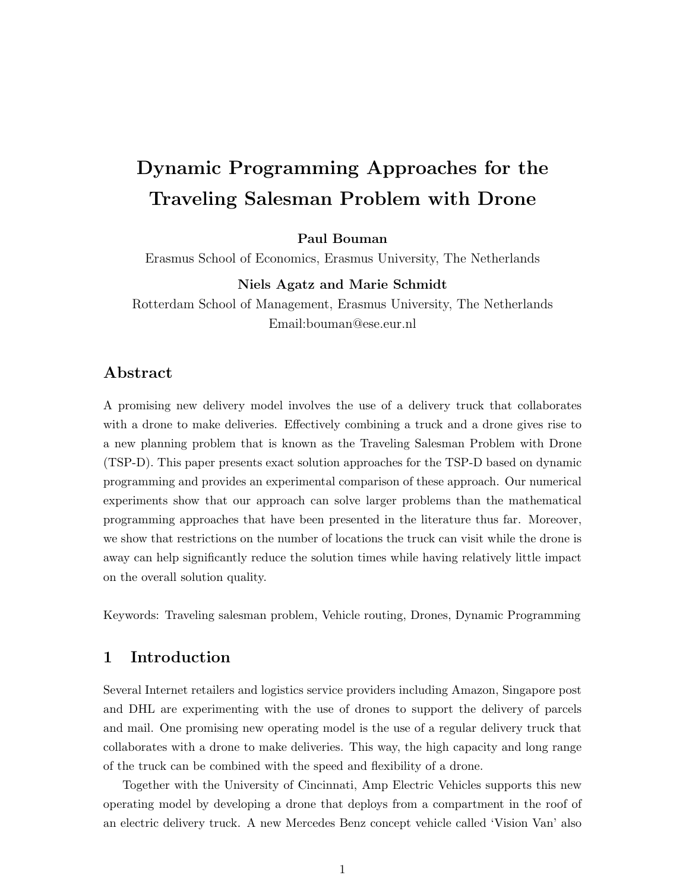# Dynamic Programming Approaches for the Traveling Salesman Problem with Drone

**Paul Bouman**

Erasmus School of Economics, Erasmus University, The Netherlands

**Niels Agatz and Marie Schmidt**

Rotterdam School of Management, Erasmus University, The Netherlands

Email:bouman@ese.eur.nl

## Abstract

A promising new delivery model involves the use of a delivery truck that collaborates with a drone to make deliveries. Effectively combining a truck and a drone gives rise to a new planning problem that is known as the Traveling Salesman Problem with Drone (TSP-D). This paper presents exact solution approaches for the TSP-D based on dynamic programming and provides an experimental comparison of these approach. Our numerical experiments show that our approach can solve larger problems than the mathematical programming approaches that have been presented in the literature thus far. Moreover, we show that restrictions on the number of locations the truck can visit while the drone is away can help significantly reduce the solution times while having relatively little impact on the overall solution quality.

Keywords: Traveling salesman problem, Vehicle routing, Drones, Dynamic Programming

## 1 Introduction

Several Internet retailers and logistics service providers including Amazon, Singapore post and DHL are experimenting with the use of drones to support the delivery of parcels and mail. One promising new operating model is the use of a regular delivery truck that collaborates with a drone to make deliveries. This way, the high capacity and long range of the truck can be combined with the speed and flexibility of a drone.

Together with the University of Cincinnati, Amp Electric Vehicles supports this new operating model by developing a drone that deploys from a compartment in the roof of an electric delivery truck. A new Mercedes Benz concept vehicle called 'Vision Van' also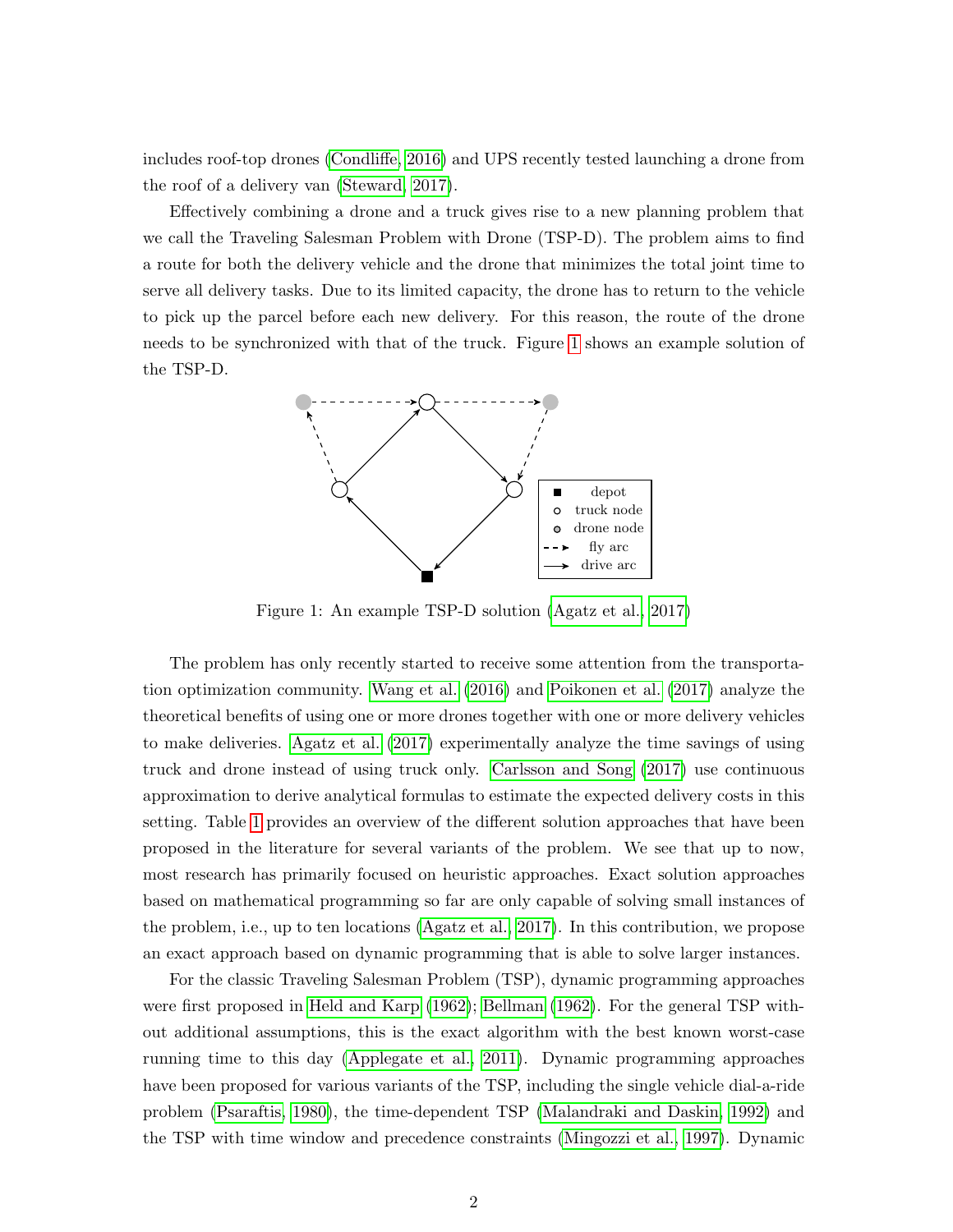includes roof-top drones (Condliffe, 2016) and UPS recently tested launching a drone from the roof of a delivery van (Steward, 2017).

Effectively combining a drone and a truck gives rise to a new planning problem that we call the Traveling Salesman Problem with Drone (TSP-D). The problem aims to find a route for both the delivery vehicle and the drone that minimizes the total joint time to serve all delivery tasks. Due to its limited capacity, the drone has to return to the vehicle to pick up the parcel before each new delivery. For this reason, the route of the drone needs to be synchronized with that of the truck. Figure 1 shows an example solution of the TSP-D.

Figure 1: An example TSP-D solution (Agatz et al., 2017)

The problem has only recently started to receive some attention from the transportation optimization community. Wang et al. (2016) and Poikonen et al. (2017) analyze the theoretical benefits of using one or more drones together with one or more delivery vehicles to make deliveries. Agatz et al. (2017) experimentally analyze the time savings of using truck and drone instead of using truck only. Carlsson and Song (2017) use continuous approximation to derive analytical formulas to estimate the expected delivery costs in this setting. Table 1 provides an overview of the different solution approaches that have been proposed in the literature for several variants of the problem. We see that up to now, most research has primarily focused on heuristic approaches. Exact solution approaches based on mathematical programming so far are only capable of solving small instances of the problem, i.e., up to ten locations (Agatz et al., 2017). In this contribution, we propose an exact approach based on dynamic programming that is able to solve larger instances.

For the classic Traveling Salesman Problem (TSP), dynamic programming approaches were first proposed in Held and Karp (1962); Bellman (1962). For the general TSP without additional assumptions, this is the exact algorithm with the best known worst-case running time to this day (Applegate et al., 2011). Dynamic programming approaches have been proposed for various variants of the TSP, including the single vehicle dial-a-ride problem (Psaraftis, 1980), the time-dependent TSP (Malandraki and Daskin, 1992) and the TSP with time window and precedence constraints (Mingozzi et al., 1997). Dynamic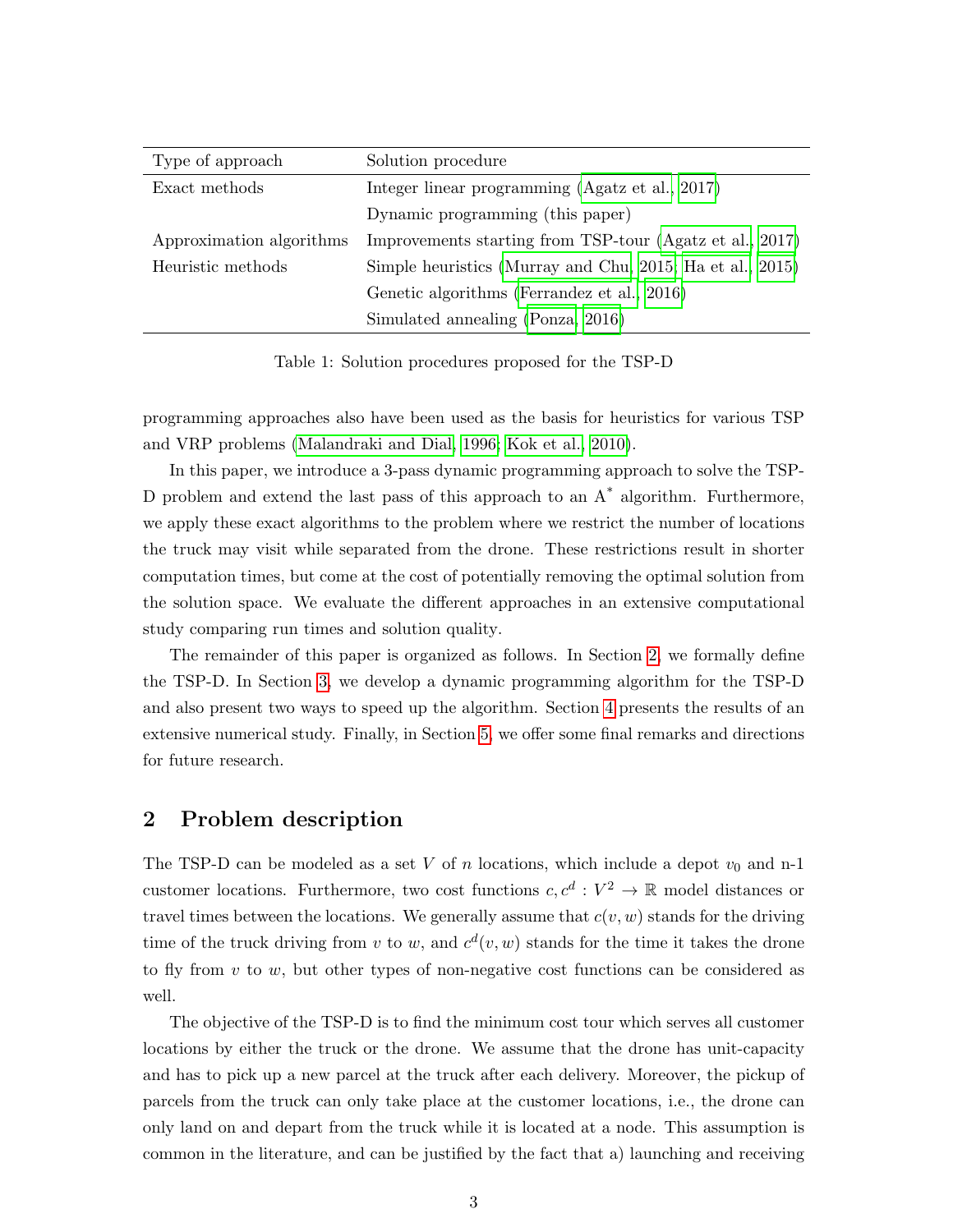| Type of approach | Solution procedure |
|---|---|
| Exact methods | Integer linear programming (Agatz et al., 2017) |
| | Dynamic programming (this paper) |
| Approximation algorithms | Improvements starting from TSP-tour (Agatz et al., 2017) |
| Heuristic methods | Simple heuristics (Murray and Chu, 2015; Ha et al., 2015) |
| | Genetic algorithms (Ferrandez et al., 2016) |
| | Simulated annealing (Ponza, 2016) |

Table 1: Solution procedures proposed for the TSP-D

programming approaches also have been used as the basis for heuristics for various TSP and VRP problems (Malandraki and Dial, 1996; Kok et al., 2010).

In this paper, we introduce a 3-pass dynamic programming approach to solve the TSP-D problem and extend the last pass of this approach to an A* algorithm. Furthermore, we apply these exact algorithms to the problem where we restrict the number of locations the truck may visit while separated from the drone. These restrictions result in shorter computation times, but come at the cost of potentially removing the optimal solution from the solution space. We evaluate the different approaches in an extensive computational study comparing run times and solution quality.

The remainder of this paper is organized as follows. In Section 2, we formally define the TSP-D. In Section 3, we develop a dynamic programming algorithm for the TSP-D and also present two ways to speed up the algorithm. Section 4 presents the results of an extensive numerical study. Finally, in Section 5, we offer some final remarks and directions for future research.

## 2 Problem description

The TSP-D can be modeled as a set $V$ of $n$ locations, which include a depot $v_0$ and n-1 customer locations. Furthermore, two cost functions $c, c^d : V^2 \rightarrow \mathbb{R}$ model distances or travel times between the locations. We generally assume that $c(v, w)$ stands for the driving time of the truck driving from $v$ to $w$, and $c^d(v, w)$ stands for the time it takes the drone to fly from $v$ to $w$, but other types of non-negative cost functions can be considered as well.

The objective of the TSP-D is to find the minimum cost tour which serves all customer locations by either the truck or the drone. We assume that the drone has unit-capacity and has to pick up a new parcel at the truck after each delivery. Moreover, the pickup of parcels from the truck can only take place at the customer locations, i.e., the drone can only land on and depart from the truck while it is located at a node. This assumption is common in the literature, and can be justified by the fact that a) launching and receiving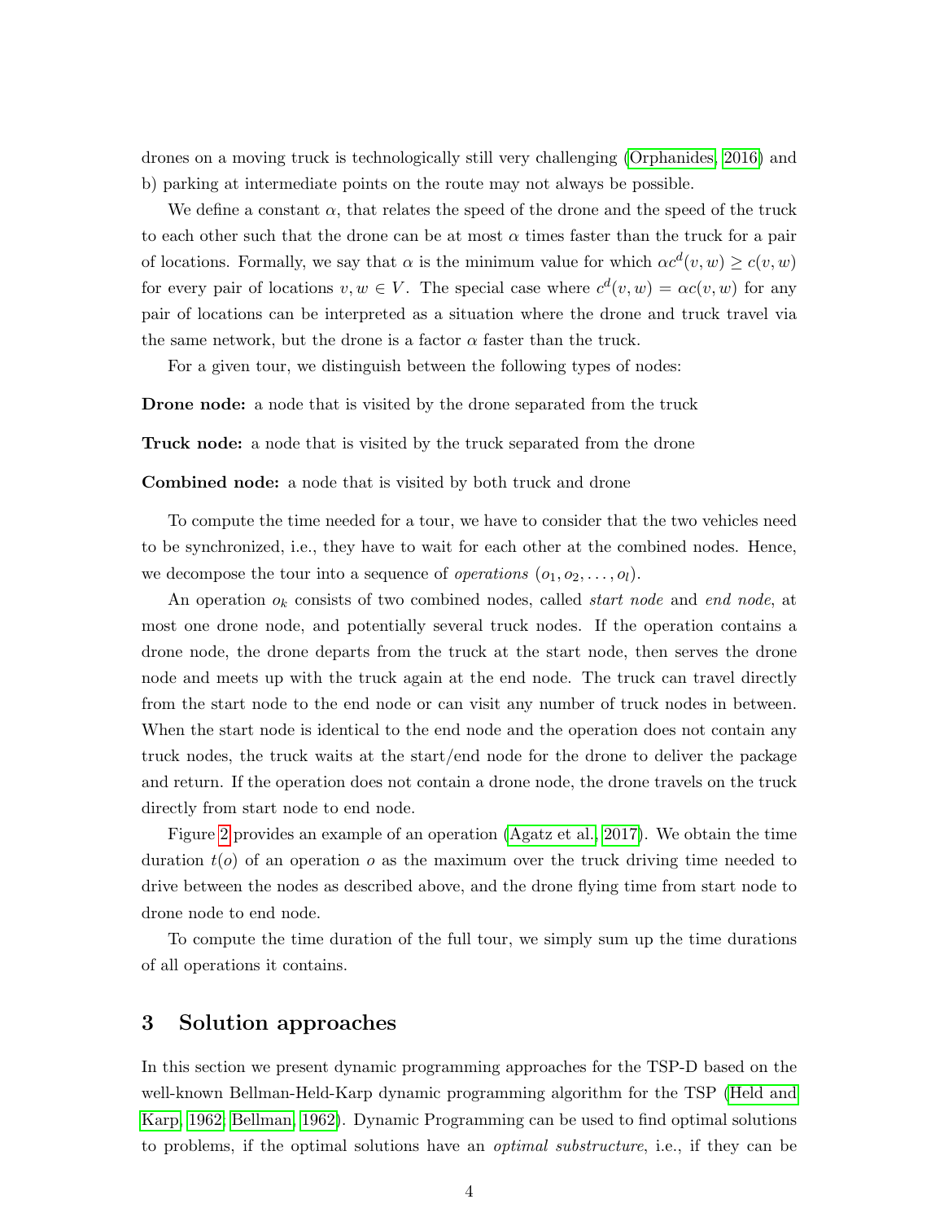drones on a moving truck is technologically still very challenging (Orphanides, 2016) and b) parking at intermediate points on the route may not always be possible.

We define a constant $\alpha$, that relates the speed of the drone and the speed of the truck to each other such that the drone can be at most $\alpha$ times faster than the truck for a pair of locations. Formally, we say that $\alpha$ is the minimum value for which $\alpha c^d(v, w) \geq c(v, w)$ for every pair of locations $v, w \in V$. The special case where $c^d(v, w) = \alpha c(v, w)$ for any pair of locations can be interpreted as a situation where the drone and truck travel via the same network, but the drone is a factor $\alpha$ faster than the truck.

For a given tour, we distinguish between the following types of nodes:

**Drone node:** a node that is visited by the drone separated from the truck

**Truck node:** a node that is visited by the truck separated from the drone

**Combined node:** a node that is visited by both truck and drone

To compute the time needed for a tour, we have to consider that the two vehicles need to be synchronized, i.e., they have to wait for each other at the combined nodes. Hence, we decompose the tour into a sequence of *operations* $(o_1, o_2, \ldots, o_l)$.

An operation $o_k$ consists of two combined nodes, called *start node* and *end node*, at most one drone node, and potentially several truck nodes. If the operation contains a drone node, the drone departs from the truck at the start node, then serves the drone node and meets up with the truck again at the end node. The truck can travel directly from the start node to the end node or can visit any number of truck nodes in between. When the start node is identical to the end node and the operation does not contain any truck nodes, the truck waits at the start/end node for the drone to deliver the package and return. If the operation does not contain a drone node, the drone travels on the truck directly from start node to end node.

Figure 2 provides an example of an operation (Agatz et al., 2017). We obtain the time duration $t(o)$ of an operation $o$ as the maximum over the truck driving time needed to drive between the nodes as described above, and the drone flying time from start node to drone node to end node.

To compute the time duration of the full tour, we simply sum up the time durations of all operations it contains.

## 3 Solution approaches

In this section we present dynamic programming approaches for the TSP-D based on the well-known Bellman-Held-Karp dynamic programming algorithm for the TSP (Held and Karp, 1962; Bellman, 1962). Dynamic Programming can be used to find optimal solutions to problems, if the optimal solutions have an *optimal substructure*, i.e., if they can be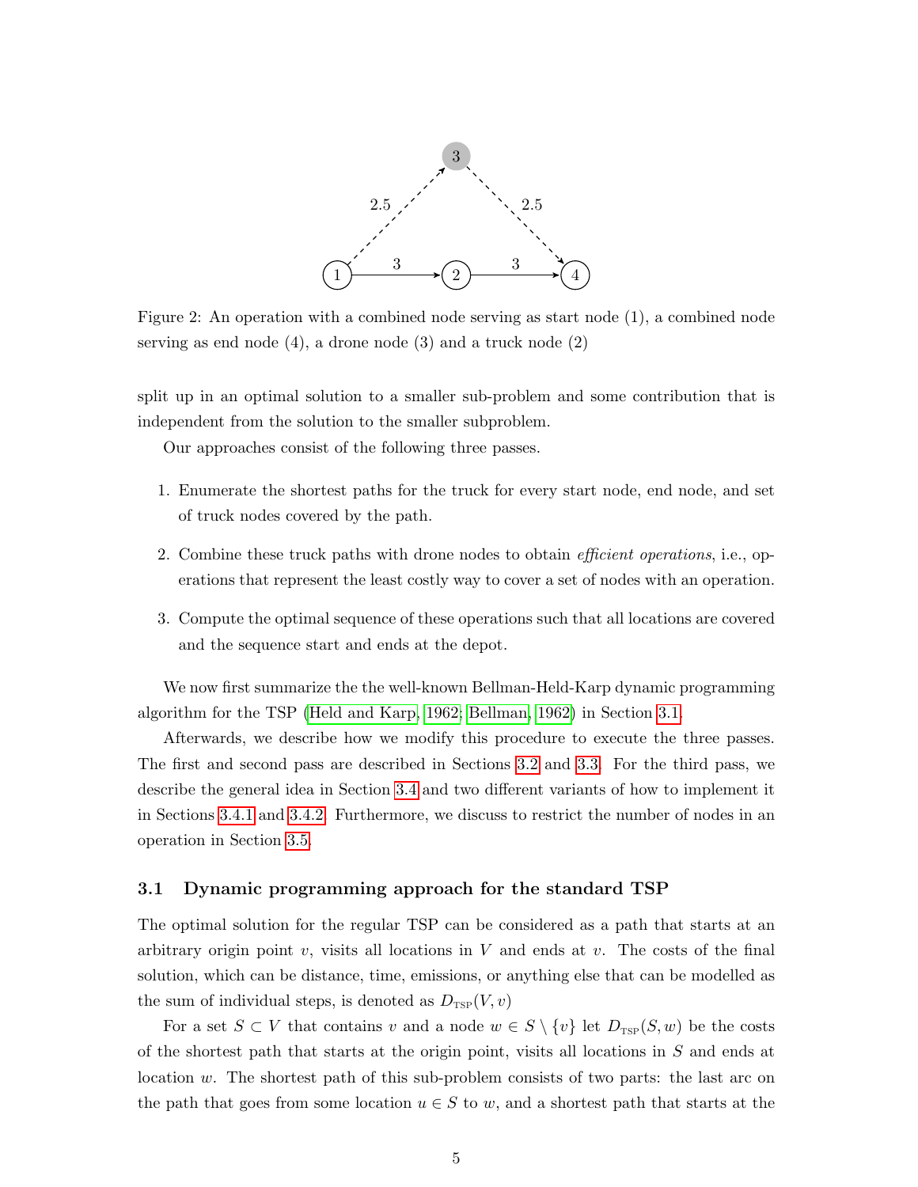Figure 2: An operation with a combined node serving as start node (1), a combined node serving as end node (4), a drone node (3) and a truck node (2)

split up in an optimal solution to a smaller sub-problem and some contribution that is independent from the solution to the smaller subproblem.

Our approaches consist of the following three passes.

1. Enumerate the shortest paths for the truck for every start node, end node, and set of truck nodes covered by the path.
2. Combine these truck paths with drone nodes to obtain *efficient operations*, i.e., operations that represent the least costly way to cover a set of nodes with an operation.
3. Compute the optimal sequence of these operations such that all locations are covered and the sequence start and ends at the depot.

We now first summarize the the well-known Bellman-Held-Karp dynamic programming algorithm for the TSP (Held and Karp, 1962; Bellman, 1962) in Section 3.1.

Afterwards, we describe how we modify this procedure to execute the three passes. The first and second pass are described in Sections 3.2 and 3.3. For the third pass, we describe the general idea in Section 3.4 and two different variants of how to implement it in Sections 3.4.1 and 3.4.2. Furthermore, we discuss to restrict the number of nodes in an operation in Section 3.5.

### 3.1 Dynamic programming approach for the standard TSP

The optimal solution for the regular TSP can be considered as a path that starts at an arbitrary origin point $v$, visits all locations in $V$ and ends at $v$. The costs of the final solution, which can be distance, time, emissions, or anything else that can be modelled as the sum of individual steps, is denoted as $D_{\text{TSP}}(V, v)$

For a set $S \subset V$ that contains $v$ and a node $w \in S \setminus \{v\}$ let $D_{\text{TSP}}(S, w)$ be the costs of the shortest path that starts at the origin point, visits all locations in $S$ and ends at location $w$. The shortest path of this sub-problem consists of two parts: the last arc on the path that goes from some location $u \in S$ to $w$, and a shortest path that starts at the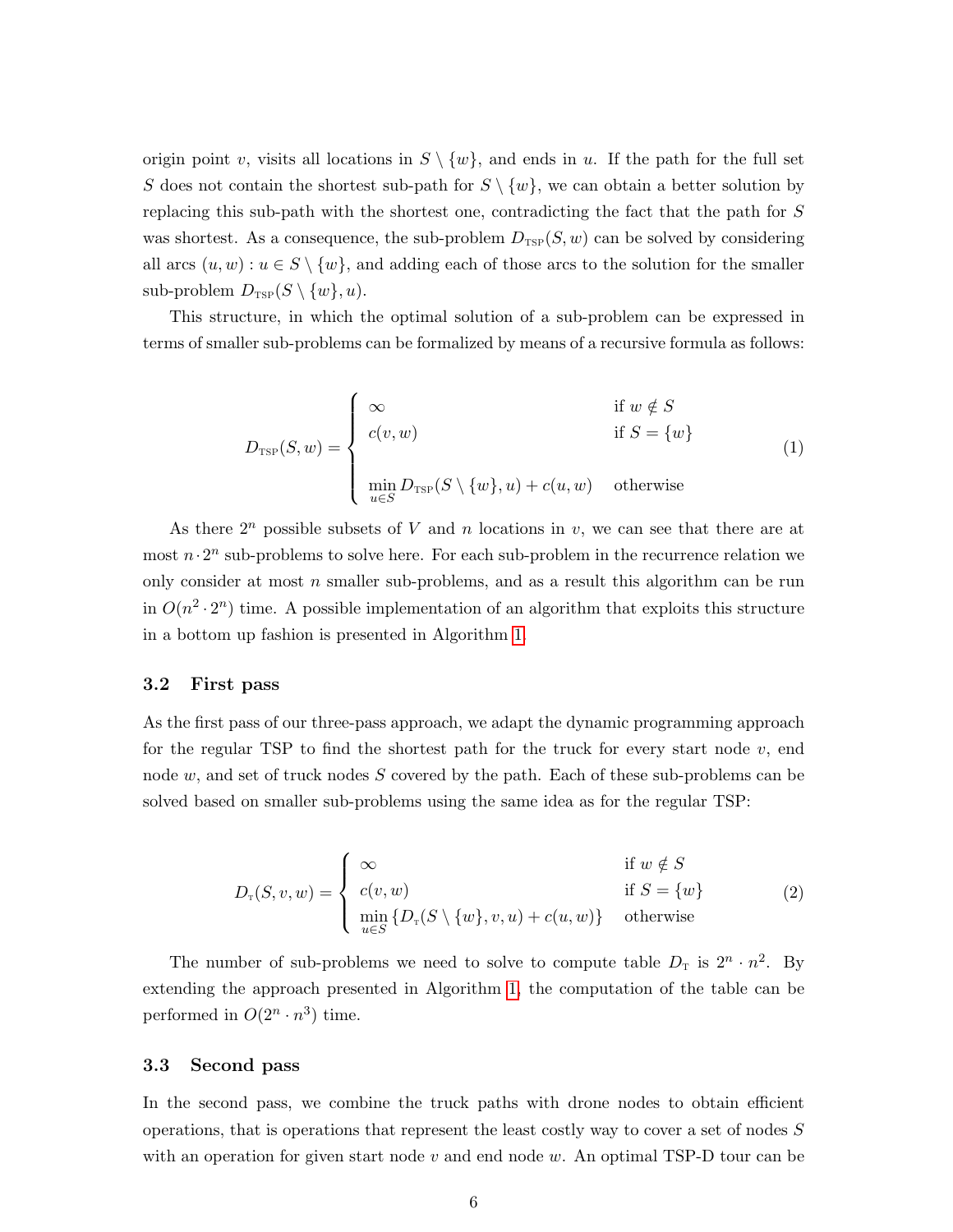origin point $v$, visits all locations in $S \setminus \{w\}$, and ends in $u$. If the path for the full set $S$ does not contain the shortest sub-path for $S \setminus \{w\}$, we can obtain a better solution by replacing this sub-path with the shortest one, contradicting the fact that the path for $S$ was shortest. As a consequence, the sub-problem $D_{\text{TSP}}(S, w)$ can be solved by considering all arcs $(u, w) : u \in S \setminus \{w\}$, and adding each of those arcs to the solution for the smaller sub-problem $D_{\text{TSP}}(S \setminus \{w\}, u)$.

This structure, in which the optimal solution of a sub-problem can be expressed in terms of smaller sub-problems can be formalized by means of a recursive formula as follows:

$$D_{\text{TSP}}(S, w) = \begin{cases} \infty & \text{if } w \notin S \\ c(v, w) & \text{if } S = \{w\} \\ \min\limits_{u \in S} D_{\text{TSP}}(S \setminus \{w\}, u) + c(u, w) & \text{otherwise} \end{cases} \tag{1}$$

As there $2^n$ possible subsets of $V$ and $n$ locations in $v$, we can see that there are at most $n \cdot 2^n$ sub-problems to solve here. For each sub-problem in the recurrence relation we only consider at most $n$ smaller sub-problems, and as a result this algorithm can be run in $O(n^2 \cdot 2^n)$ time. A possible implementation of an algorithm that exploits this structure in a bottom up fashion is presented in Algorithm 1.

### 3.2 First pass

As the first pass of our three-pass approach, we adapt the dynamic programming approach for the regular TSP to find the shortest path for the truck for every start node $v$, end node $w$, and set of truck nodes $S$ covered by the path. Each of these sub-problems can be solved based on smaller sub-problems using the same idea as for the regular TSP:

$$D_{\text{T}}(S, v, w) = \begin{cases} \infty & \text{if } w \notin S \\ c(v, w) & \text{if } S = \{w\} \\ \min\limits_{u \in S} \{D_{\text{T}}(S \setminus \{w\}, v, u) + c(u, w)\} & \text{otherwise} \end{cases} \tag{2}$$

The number of sub-problems we need to solve to compute table $D_{\text{T}}$ is $2^n \cdot n^2$. By extending the approach presented in Algorithm 1, the computation of the table can be performed in $O(2^n \cdot n^3)$ time.

### 3.3 Second pass

In the second pass, we combine the truck paths with drone nodes to obtain efficient operations, that is operations that represent the least costly way to cover a set of nodes $S$ with an operation for given start node $v$ and end node $w$. An optimal TSP-D tour can be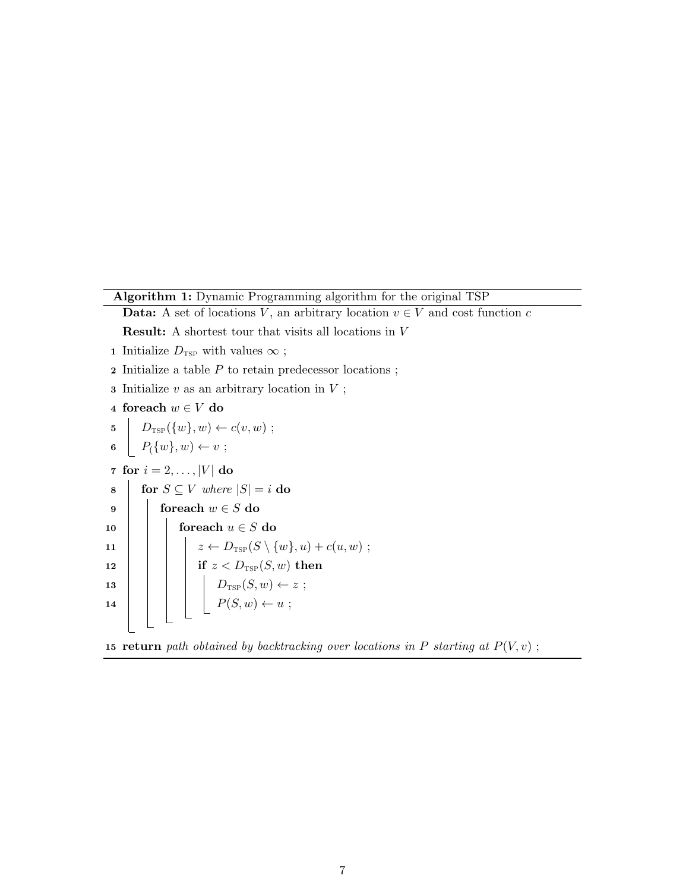**Algorithm 1:** Dynamic Programming algorithm for the original TSP

```
Data: A set of locations V, an arbitrary location v ∈ V and cost function c
Result: A shortest tour that visits all locations in V
1  Initialize D_TSP with values ∞ ;
2  Initialize a table P to retain predecessor locations ;
3  Initialize v as an arbitrary location in V ;
4  foreach w ∈ V do
5      D_TSP({w}, w) ← c(v, w) ;
6      P({w}, w) ← v ;
7  for i = 2, ..., |V| do
8      for S ⊆ V where |S| = i do
9          foreach w ∈ S do
10             foreach u ∈ S do
11                 z ← D_TSP(S \ {w}, u) + c(u, w) ;
12                 if z < D_TSP(S, w) then
13                     D_TSP(S, w) ← z ;
14                     P(S, w) ← u ;
15 return path obtained by backtracking over locations in P starting at P(V, v) ;
```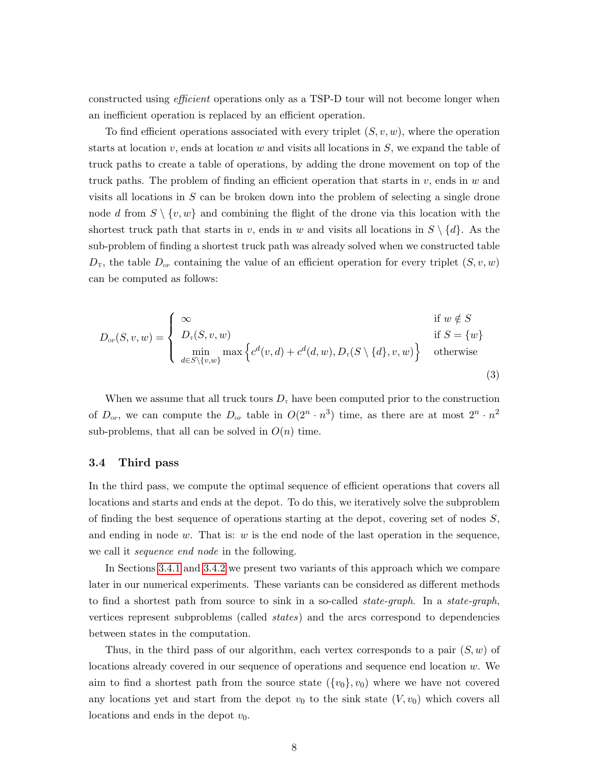constructed using *efficient* operations only as a TSP-D tour will not become longer when an inefficient operation is replaced by an efficient operation.

To find efficient operations associated with every triplet $(S, v, w)$, where the operation starts at location $v$, ends at location $w$ and visits all locations in $S$, we expand the table of truck paths to create a table of operations, by adding the drone movement on top of the truck paths. The problem of finding an efficient operation that starts in $v$, ends in $w$ and visits all locations in $S$ can be broken down into the problem of selecting a single drone node $d$ from $S \setminus \{v, w\}$ and combining the flight of the drone via this location with the shortest truck path that starts in $v$, ends in $w$ and visits all locations in $S \setminus \{d\}$. As the sub-problem of finding a shortest truck path was already solved when we constructed table $D_{\text{T}}$, the table $D_{\text{OP}}$ containing the value of an efficient operation for every triplet $(S, v, w)$ can be computed as follows:

$$D_{\text{OP}}(S, v, w) = \begin{cases} \infty & \text{if } w \notin S \\ D_{\text{T}}(S, v, w) & \text{if } S = \{w\} \\ \min\limits_{d \in S \setminus \{v,w\}} \max\left\{c^d(v, d) + c^d(d, w), D_{\text{T}}(S \setminus \{d\}, v, w)\right\} & \text{otherwise} \end{cases} \tag{3}$$

When we assume that all truck tours $D_{\text{T}}$ have been computed prior to the construction of $D_{\text{OP}}$, we can compute the $D_{\text{OP}}$ table in $O(2^n \cdot n^3)$ time, as there are at most $2^n \cdot n^2$ sub-problems, that all can be solved in $O(n)$ time.

### 3.4 Third pass

In the third pass, we compute the optimal sequence of efficient operations that covers all locations and starts and ends at the depot. To do this, we iteratively solve the subproblem of finding the best sequence of operations starting at the depot, covering set of nodes $S$, and ending in node $w$. That is: $w$ is the end node of the last operation in the sequence, we call it *sequence end node* in the following.

In Sections 3.4.1 and 3.4.2 we present two variants of this approach which we compare later in our numerical experiments. These variants can be considered as different methods to find a shortest path from source to sink in a so-called *state-graph*. In a *state-graph*, vertices represent subproblems (called *states*) and the arcs correspond to dependencies between states in the computation.

Thus, in the third pass of our algorithm, each vertex corresponds to a pair $(S, w)$ of locations already covered in our sequence of operations and sequence end location $w$. We aim to find a shortest path from the source state $(\{v_0\}, v_0)$ where we have not covered any locations yet and start from the depot $v_0$ to the sink state $(V, v_0)$ which covers all locations and ends in the depot $v_0$.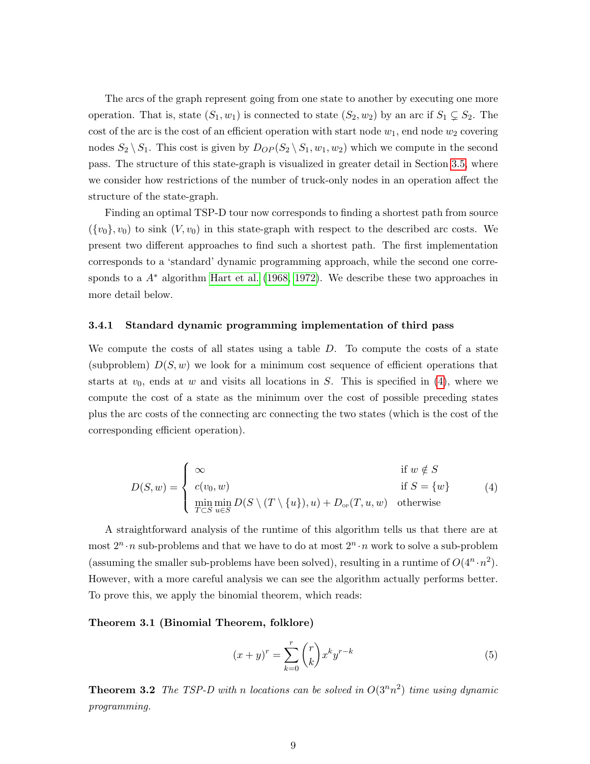The arcs of the graph represent going from one state to another by executing one more operation. That is, state $(S_1, w_1)$ is connected to state $(S_2, w_2)$ by an arc if $S_1 \subsetneq S_2$. The cost of the arc is the cost of an efficient operation with start node $w_1$, end node $w_2$ covering nodes $S_2 \setminus S_1$. This cost is given by $D_{OP}(S_2 \setminus S_1, w_1, w_2)$ which we compute in the second pass. The structure of this state-graph is visualized in greater detail in Section 3.5, where we consider how restrictions of the number of truck-only nodes in an operation affect the structure of the state-graph.

Finding an optimal TSP-D tour now corresponds to finding a shortest path from source $(\{v_0\}, v_0)$ to sink $(V, v_0)$ in this state-graph with respect to the described arc costs. We present two different approaches to find such a shortest path. The first implementation corresponds to a 'standard' dynamic programming approach, while the second one corresponds to a $A^*$ algorithm Hart et al. (1968, 1972). We describe these two approaches in more detail below.

### 3.4.1 Standard dynamic programming implementation of third pass

We compute the costs of all states using a table $D$. To compute the costs of a state (subproblem) $D(S, w)$ we look for a minimum cost sequence of efficient operations that starts at $v_0$, ends at $w$ and visits all locations in $S$. This is specified in (4), where we compute the cost of a state as the minimum over the cost of possible preceding states plus the arc costs of the connecting arc connecting the two states (which is the cost of the corresponding efficient operation).

$$D(S, w) = \begin{cases} \infty & \text{if } w \notin S \\ c(v_0, w) & \text{if } S = \{w\} \\ \min\limits_{T \subset S} \min\limits_{u \in S} D(S \setminus (T \setminus \{u\}), u) + D_{\text{OP}}(T, u, w) & \text{otherwise} \end{cases} \tag{4}$$

A straightforward analysis of the runtime of this algorithm tells us that there are at most $2^n \cdot n$ sub-problems and that we have to do at most $2^n \cdot n$ work to solve a sub-problem (assuming the smaller sub-problems have been solved), resulting in a runtime of $O(4^n \cdot n^2)$. However, with a more careful analysis we can see the algorithm actually performs better. To prove this, we apply the binomial theorem, which reads:

**Theorem 3.1 (Binomial Theorem, folklore)**

$$(x + y)^r = \sum_{k=0}^{r} \binom{r}{k} x^k y^{r-k} \tag{5}$$

**Theorem 3.2** *The TSP-D with $n$ locations can be solved in $O(3^n n^2)$ time using dynamic programming.*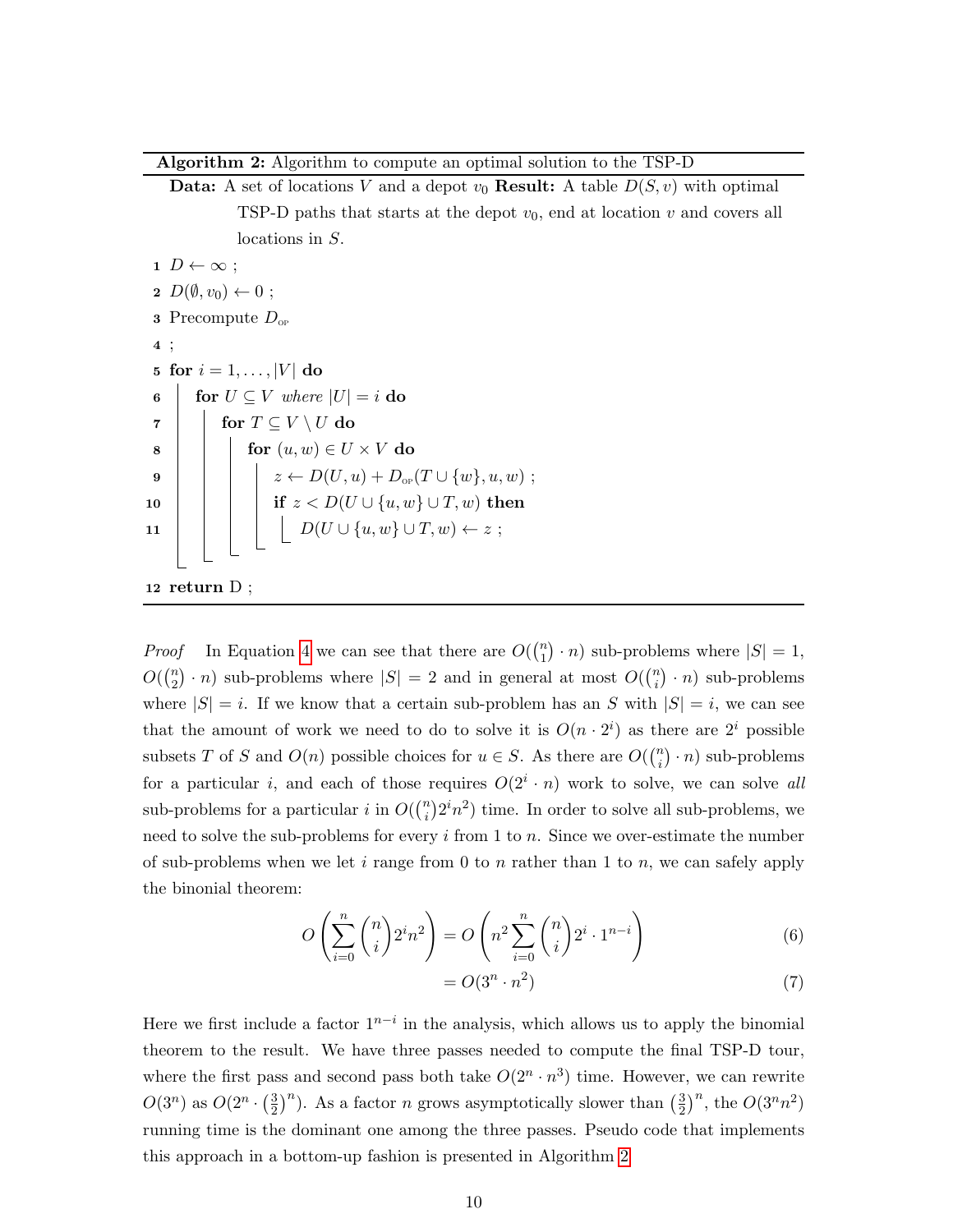**Algorithm 2:** Algorithm to compute an optimal solution to the TSP-D

```
Data: A set of locations V and a depot v_0 Result: A table D(S, v) with optimal
      TSP-D paths that starts at the depot v_0, end at location v and covers all
      locations in S.
1  D ← ∞ ;
2  D(∅, v_0) ← 0 ;
3  Precompute D_OP
4  ;
5  for i = 1, ..., |V| do
6      for U ⊆ V where |U| = i do
7          for T ⊆ V \ U do
8              for (u, w) ∈ U × V do
9                  z ← D(U, u) + D_OP(T ∪ {w}, u, w) ;
10                 if z < D(U ∪ {u, w} ∪ T, w) then
11                     D(U ∪ {u, w} ∪ T, w) ← z ;
12 return D ;
```

*Proof* In Equation 4 we can see that there are $O(\binom{n}{1} \cdot n)$ sub-problems where $|S| = 1$, $O(\binom{n}{2} \cdot n)$ sub-problems where $|S| = 2$ and in general at most $O(\binom{n}{i} \cdot n)$ sub-problems where $|S| = i$. If we know that a certain sub-problem has an $S$ with $|S| = i$, we can see that the amount of work we need to do to solve it is $O(n \cdot 2^i)$ as there are $2^i$ possible subsets $T$ of $S$ and $O(n)$ possible choices for $u \in S$. As there are $O(\binom{n}{i} \cdot n)$ sub-problems for a particular $i$, and each of those requires $O(2^i \cdot n)$ work to solve, we can solve *all* sub-problems for a particular $i$ in $O(\binom{n}{i} 2^i n^2)$ time. In order to solve all sub-problems, we need to solve the sub-problems for every $i$ from 1 to $n$. Since we over-estimate the number of sub-problems when we let $i$ range from 0 to $n$ rather than 1 to $n$, we can safely apply the binonial theorem:

$$O\left(\sum_{i=0}^{n} \binom{n}{i} 2^i n^2\right) = O\left(n^2 \sum_{i=0}^{n} \binom{n}{i} 2^i \cdot 1^{n-i}\right) \tag{6}$$

$$= O(3^n \cdot n^2) \tag{7}$$

Here we first include a factor $1^{n-i}$ in the analysis, which allows us to apply the binomial theorem to the result. We have three passes needed to compute the final TSP-D tour, where the first pass and second pass both take $O(2^n \cdot n^3)$ time. However, we can rewrite $O(3^n)$ as $O(2^n \cdot \left(\frac{3}{2}\right)^n)$. As a factor $n$ grows asymptotically slower than $\left(\frac{3}{2}\right)^n$, the $O(3^n n^2)$ running time is the dominant one among the three passes. Pseudo code that implements this approach in a bottom-up fashion is presented in Algorithm 2.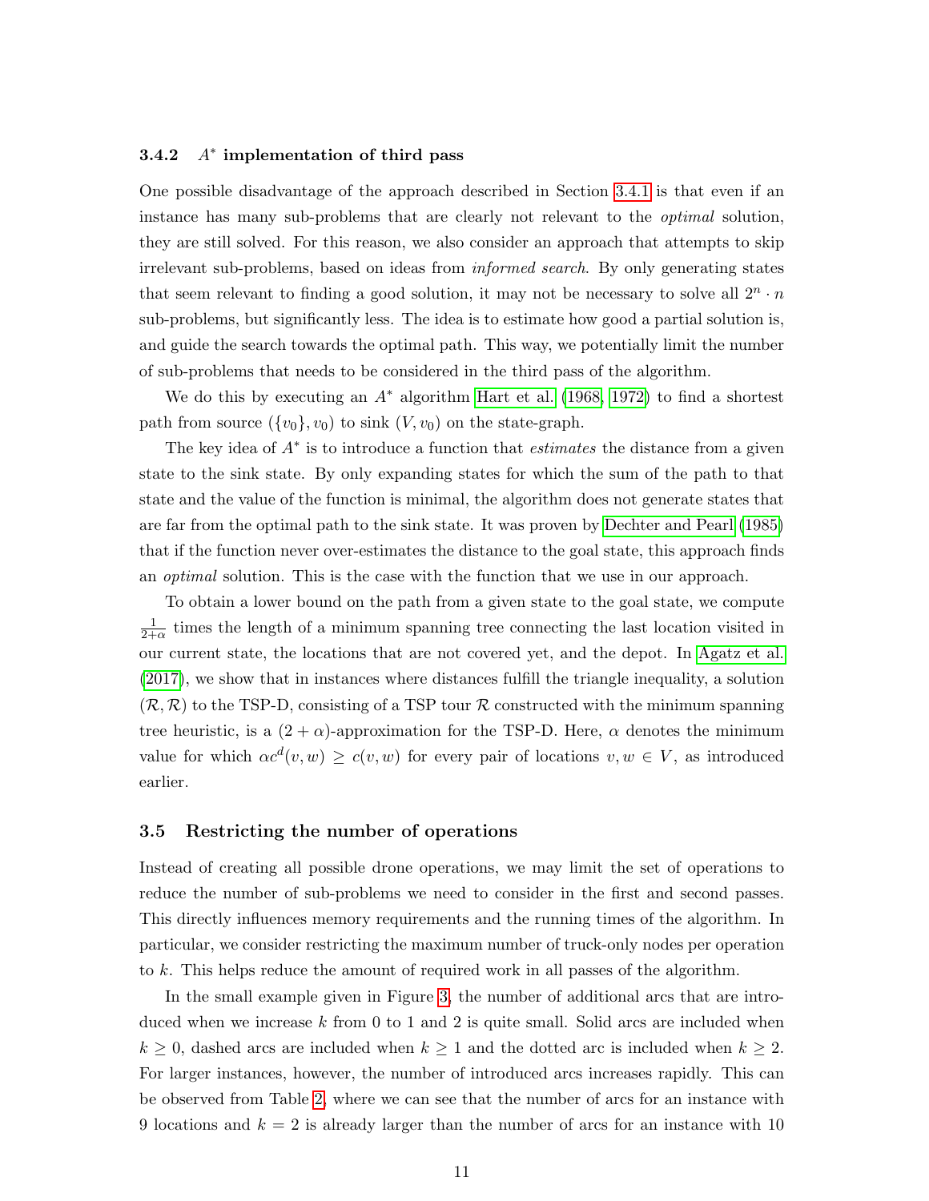### 3.4.2 $A^*$ implementation of third pass

One possible disadvantage of the approach described in Section 3.4.1 is that even if an instance has many sub-problems that are clearly not relevant to the *optimal* solution, they are still solved. For this reason, we also consider an approach that attempts to skip irrelevant sub-problems, based on ideas from *informed search*. By only generating states that seem relevant to finding a good solution, it may not be necessary to solve all $2^n \cdot n$ sub-problems, but significantly less. The idea is to estimate how good a partial solution is, and guide the search towards the optimal path. This way, we potentially limit the number of sub-problems that needs to be considered in the third pass of the algorithm.

We do this by executing an $A^*$ algorithm Hart et al. (1968, 1972) to find a shortest path from source $(\{v_0\}, v_0)$ to sink $(V, v_0)$ on the state-graph.

The key idea of $A^*$ is to introduce a function that *estimates* the distance from a given state to the sink state. By only expanding states for which the sum of the path to that state and the value of the function is minimal, the algorithm does not generate states that are far from the optimal path to the sink state. It was proven by Dechter and Pearl (1985) that if the function never over-estimates the distance to the goal state, this approach finds an *optimal* solution. This is the case with the function that we use in our approach.

To obtain a lower bound on the path from a given state to the goal state, we compute $\frac{1}{2+\alpha}$ times the length of a minimum spanning tree connecting the last location visited in our current state, the locations that are not covered yet, and the depot. In Agatz et al. (2017), we show that in instances where distances fulfill the triangle inequality, a solution $(\mathcal{R}, \mathcal{R})$ to the TSP-D, consisting of a TSP tour $\mathcal{R}$ constructed with the minimum spanning tree heuristic, is a $(2 + \alpha)$-approximation for the TSP-D. Here, $\alpha$ denotes the minimum value for which $\alpha c^d(v, w) \geq c(v, w)$ for every pair of locations $v, w \in V$, as introduced earlier.

## 3.5 Restricting the number of operations

Instead of creating all possible drone operations, we may limit the set of operations to reduce the number of sub-problems we need to consider in the first and second passes. This directly influences memory requirements and the running times of the algorithm. In particular, we consider restricting the maximum number of truck-only nodes per operation to $k$. This helps reduce the amount of required work in all passes of the algorithm.

In the small example given in Figure 3, the number of additional arcs that are introduced when we increase $k$ from 0 to 1 and 2 is quite small. Solid arcs are included when $k \geq 0$, dashed arcs are included when $k \geq 1$ and the dotted arc is included when $k \geq 2$. For larger instances, however, the number of introduced arcs increases rapidly. This can be observed from Table 2, where we can see that the number of arcs for an instance with 9 locations and $k = 2$ is already larger than the number of arcs for an instance with 10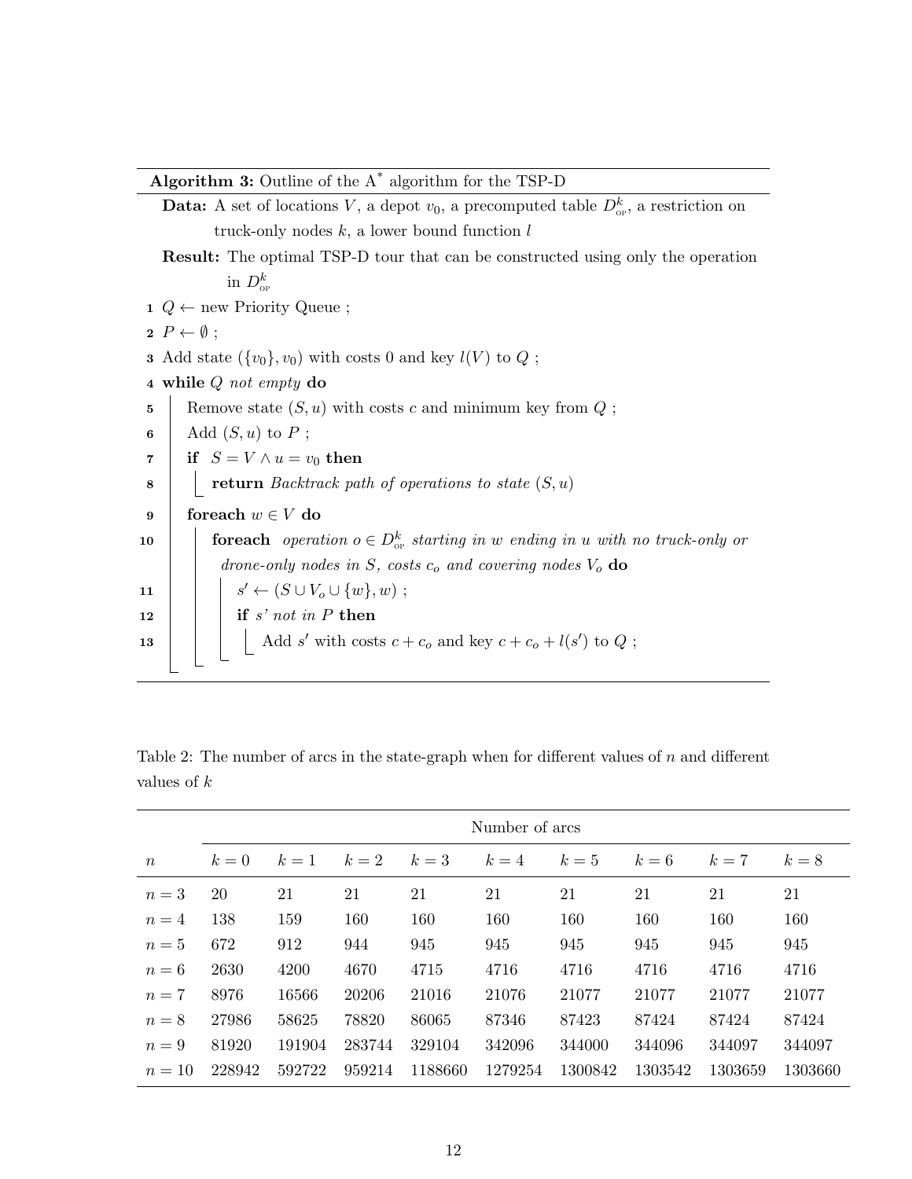**Algorithm 3:** Outline of the A$^*$ algorithm for the TSP-D

**Data:** A set of locations $V$, a depot $v_0$, a precomputed table $D^k_{\text{OP}}$, a restriction on truck-only nodes $k$, a lower bound function $l$

**Result:** The optimal TSP-D tour that can be constructed using only the operation in $D^k_{\text{OP}}$

```
1  Q ← new Priority Queue ;
2  P ← ∅ ;
3  Add state ({v0}, v0) with costs 0 and key l(V) to Q ;
4  while Q not empty do
5      Remove state (S, u) with costs c and minimum key from Q ;
6      Add (S, u) to P ;
7      if S = V ∧ u = v0 then
8          return Backtrack path of operations to state (S, u)
9      foreach w ∈ V do
10         foreach operation o ∈ D^k_OP starting in w ending in u with no truck-only or
           drone-only nodes in S, costs c_o and covering nodes V_o do
11             s' ← (S ∪ V_o ∪ {w}, w) ;
12             if s' not in P then
13                 Add s' with costs c + c_o and key c + c_o + l(s') to Q ;
```

Table 2: The number of arcs in the state-graph when for different values of $n$ and different values of $k$

| | Number of arcs | | | | | | | | |
|---|---|---|---|---|---|---|---|---|---|
| $n$ | $k=0$ | $k=1$ | $k=2$ | $k=3$ | $k=4$ | $k=5$ | $k=6$ | $k=7$ | $k=8$ |
| $n=3$ | 20 | 21 | 21 | 21 | 21 | 21 | 21 | 21 | 21 |
| $n=4$ | 138 | 159 | 160 | 160 | 160 | 160 | 160 | 160 | 160 |
| $n=5$ | 672 | 912 | 944 | 945 | 945 | 945 | 945 | 945 | 945 |
| $n=6$ | 2630 | 4200 | 4670 | 4715 | 4716 | 4716 | 4716 | 4716 | 4716 |
| $n=7$ | 8976 | 16566 | 20206 | 21016 | 21076 | 21077 | 21077 | 21077 | 21077 |
| $n=8$ | 27986 | 58625 | 78820 | 86065 | 87346 | 87423 | 87424 | 87424 | 87424 |
| $n=9$ | 81920 | 191904 | 283744 | 329104 | 342096 | 344000 | 344096 | 344097 | 344097 |
| $n=10$ | 228942 | 592722 | 959214 | 1188660 | 1279254 | 1300842 | 1303542 | 1303659 | 1303660 |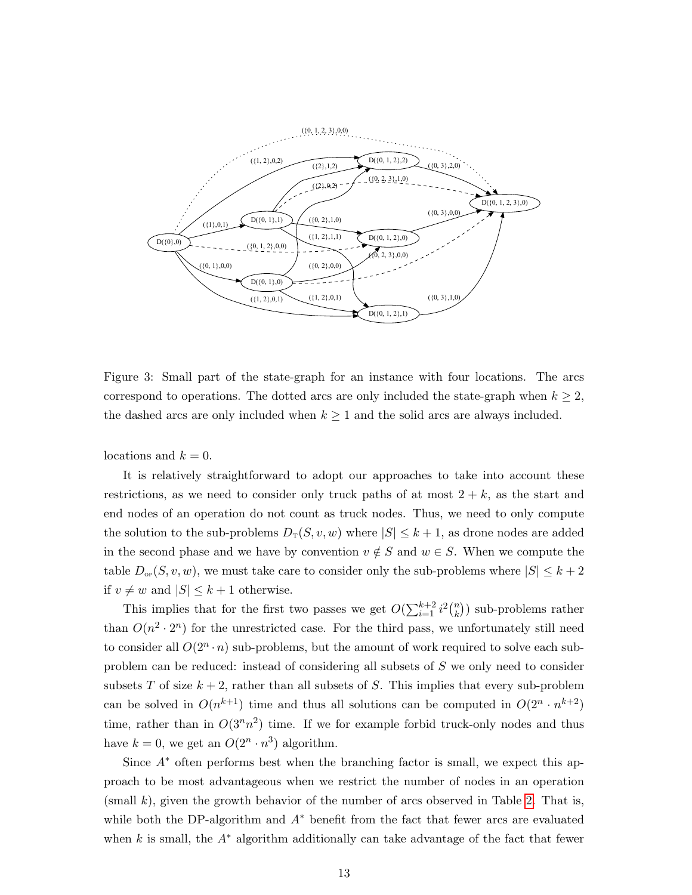Figure 3: Small part of the state-graph for an instance with four locations. The arcs correspond to operations. The dotted arcs are only included the state-graph when $k \geq 2$, the dashed arcs are only included when $k \geq 1$ and the solid arcs are always included.

locations and $k = 0$.

It is relatively straightforward to adopt our approaches to take into account these restrictions, as we need to consider only truck paths of at most $2 + k$, as the start and end nodes of an operation do not count as truck nodes. Thus, we need to only compute the solution to the sub-problems $D_{\text{T}}(S, v, w)$ where $|S| \leq k + 1$, as drone nodes are added in the second phase and we have by convention $v \notin S$ and $w \in S$. When we compute the table $D_{\text{OP}}(S, v, w)$, we must take care to consider only the sub-problems where $|S| \leq k + 2$ if $v \neq w$ and $|S| \leq k + 1$ otherwise.

This implies that for the first two passes we get $O(\sum_{i=1}^{k+2} i^2 \binom{n}{k})$ sub-problems rather than $O(n^2 \cdot 2^n)$ for the unrestricted case. For the third pass, we unfortunately still need to consider all $O(2^n \cdot n)$ sub-problems, but the amount of work required to solve each sub-problem can be reduced: instead of considering all subsets of $S$ we only need to consider subsets $T$ of size $k + 2$, rather than all subsets of $S$. This implies that every sub-problem can be solved in $O(n^{k+1})$ time and thus all solutions can be computed in $O(2^n \cdot n^{k+2})$ time, rather than in $O(3^n n^2)$ time. If we for example forbid truck-only nodes and thus have $k = 0$, we get an $O(2^n \cdot n^3)$ algorithm.

Since $A^*$ often performs best when the branching factor is small, we expect this approach to be most advantageous when we restrict the number of nodes in an operation (small $k$), given the growth behavior of the number of arcs observed in Table 2. That is, while both the DP-algorithm and $A^*$ benefit from the fact that fewer arcs are evaluated when $k$ is small, the $A^*$ algorithm additionally can take advantage of the fact that fewer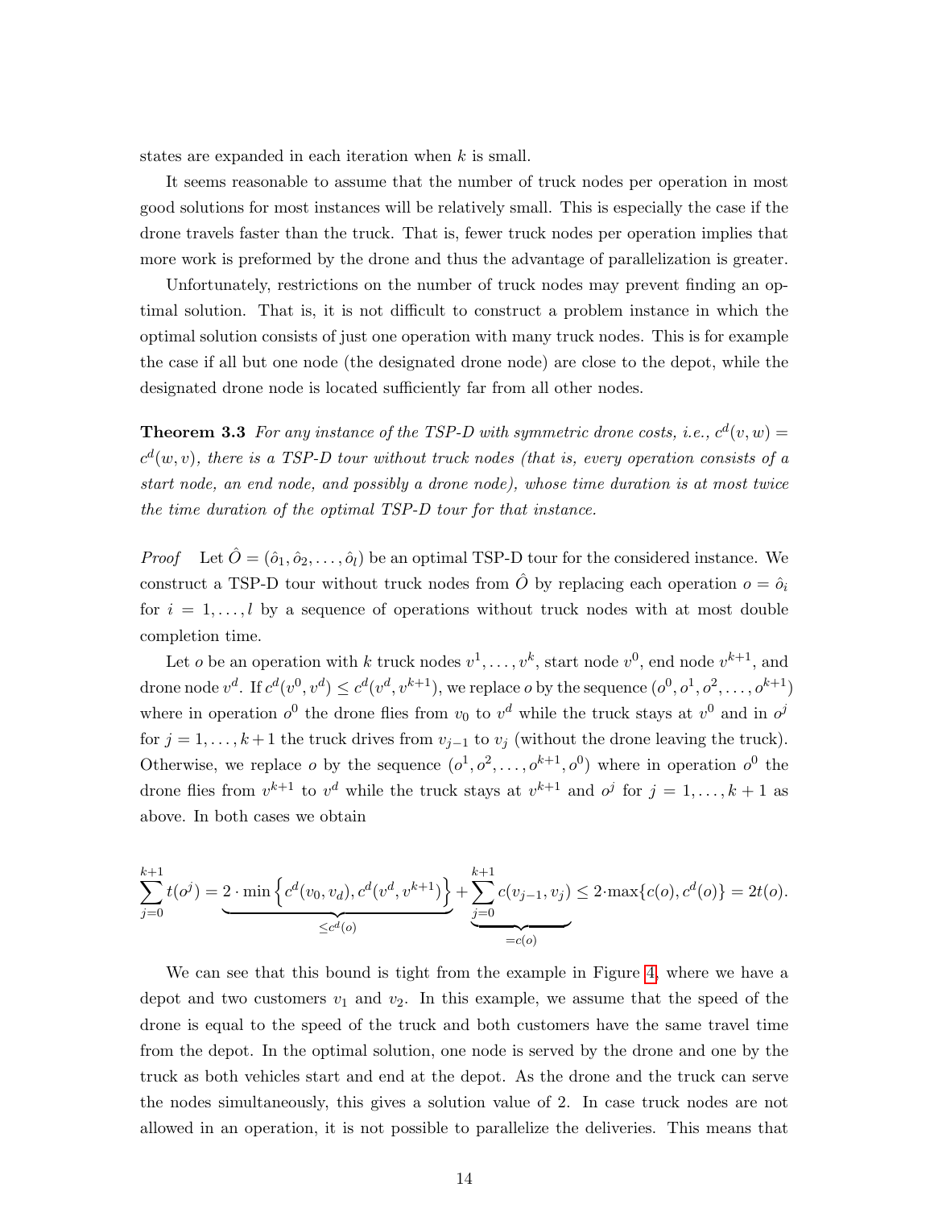states are expanded in each iteration when $k$ is small.

It seems reasonable to assume that the number of truck nodes per operation in most good solutions for most instances will be relatively small. This is especially the case if the drone travels faster than the truck. That is, fewer truck nodes per operation implies that more work is preformed by the drone and thus the advantage of parallelization is greater.

Unfortunately, restrictions on the number of truck nodes may prevent finding an optimal solution. That is, it is not difficult to construct a problem instance in which the optimal solution consists of just one operation with many truck nodes. This is for example the case if all but one node (the designated drone node) are close to the depot, while the designated drone node is located sufficiently far from all other nodes.

**Theorem 3.3** *For any instance of the TSP-D with symmetric drone costs, i.e., $c^d(v,w) = c^d(w,v)$, there is a TSP-D tour without truck nodes (that is, every operation consists of a start node, an end node, and possibly a drone node), whose time duration is at most twice the time duration of the optimal TSP-D tour for that instance.*

*Proof* Let $\hat{O} = (\hat{o}_1, \hat{o}_2, \ldots, \hat{o}_l)$ be an optimal TSP-D tour for the considered instance. We construct a TSP-D tour without truck nodes from $\hat{O}$ by replacing each operation $o = \hat{o}_i$ for $i = 1, \ldots, l$ by a sequence of operations without truck nodes with at most double completion time.

Let $o$ be an operation with $k$ truck nodes $v^1, \ldots, v^k$, start node $v^0$, end node $v^{k+1}$, and drone node $v^d$. If $c^d(v^0, v^d) \leq c^d(v^d, v^{k+1})$, we replace $o$ by the sequence $(o^0, o^1, o^2, \ldots, o^{k+1})$ where in operation $o^0$ the drone flies from $v_0$ to $v^d$ while the truck stays at $v^0$ and in $o^j$ for $j = 1, \ldots, k+1$ the truck drives from $v_{j-1}$ to $v_j$ (without the drone leaving the truck). Otherwise, we replace $o$ by the sequence $(o^1, o^2, \ldots, o^{k+1}, o^0)$ where in operation $o^0$ the drone flies from $v^{k+1}$ to $v^d$ while the truck stays at $v^{k+1}$ and $o^j$ for $j = 1, \ldots, k+1$ as above. In both cases we obtain

$$\sum_{j=0}^{k+1} t(o^j) = \underbrace{2 \cdot \min\left\{c^d(v_0, v_d), c^d(v^d, v^{k+1})\right\}}_{\leq c^d(o)} + \underbrace{\sum_{j=0}^{k+1} c(v_{j-1}, v_j)}_{= c(o)} \leq 2 \cdot \max\{c(o), c^d(o)\} = 2t(o).$$

We can see that this bound is tight from the example in Figure 4, where we have a depot and two customers $v_1$ and $v_2$. In this example, we assume that the speed of the drone is equal to the speed of the truck and both customers have the same travel time from the depot. In the optimal solution, one node is served by the drone and one by the truck as both vehicles start and end at the depot. As the drone and the truck can serve the nodes simultaneously, this gives a solution value of 2. In case truck nodes are not allowed in an operation, it is not possible to parallelize the deliveries. This means that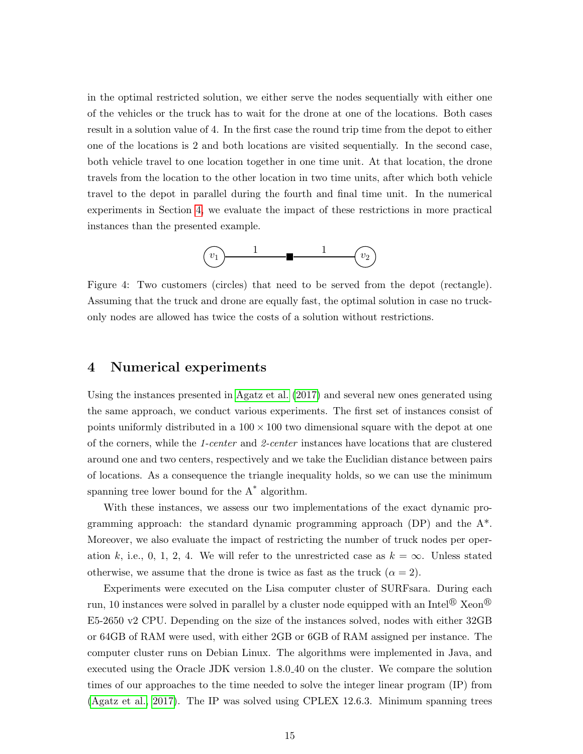in the optimal restricted solution, we either serve the nodes sequentially with either one of the vehicles or the truck has to wait for the drone at one of the locations. Both cases result in a solution value of 4. In the first case the round trip time from the depot to either one of the locations is 2 and both locations are visited sequentially. In the second case, both vehicle travel to one location together in one time unit. At that location, the drone travels from the location to the other location in two time units, after which both vehicle travel to the depot in parallel during the fourth and final time unit. In the numerical experiments in Section 4, we evaluate the impact of these restrictions in more practical instances than the presented example.

Figure 4: Two customers (circles) that need to be served from the depot (rectangle). Assuming that the truck and drone are equally fast, the optimal solution in case no truck-only nodes are allowed has twice the costs of a solution without restrictions.

## 4 Numerical experiments

Using the instances presented in Agatz et al. (2017) and several new ones generated using the same approach, we conduct various experiments. The first set of instances consist of points uniformly distributed in a $100 \times 100$ two dimensional square with the depot at one of the corners, while the *1-center* and *2-center* instances have locations that are clustered around one and two centers, respectively and we take the Euclidian distance between pairs of locations. As a consequence the triangle inequality holds, so we can use the minimum spanning tree lower bound for the A* algorithm.

With these instances, we assess our two implementations of the exact dynamic programming approach: the standard dynamic programming approach (DP) and the A*. Moreover, we also evaluate the impact of restricting the number of truck nodes per operation $k$, i.e., 0, 1, 2, 4. We will refer to the unrestricted case as $k = \infty$. Unless stated otherwise, we assume that the drone is twice as fast as the truck ($\alpha = 2$).

Experiments were executed on the Lisa computer cluster of SURFsara. During each run, 10 instances were solved in parallel by a cluster node equipped with an Intel® Xeon® E5-2650 v2 CPU. Depending on the size of the instances solved, nodes with either 32GB or 64GB of RAM were used, with either 2GB or 6GB of RAM assigned per instance. The computer cluster runs on Debian Linux. The algorithms were implemented in Java, and executed using the Oracle JDK version 1.8.0_40 on the cluster. We compare the solution times of our approaches to the time needed to solve the integer linear program (IP) from (Agatz et al., 2017). The IP was solved using CPLEX 12.6.3. Minimum spanning trees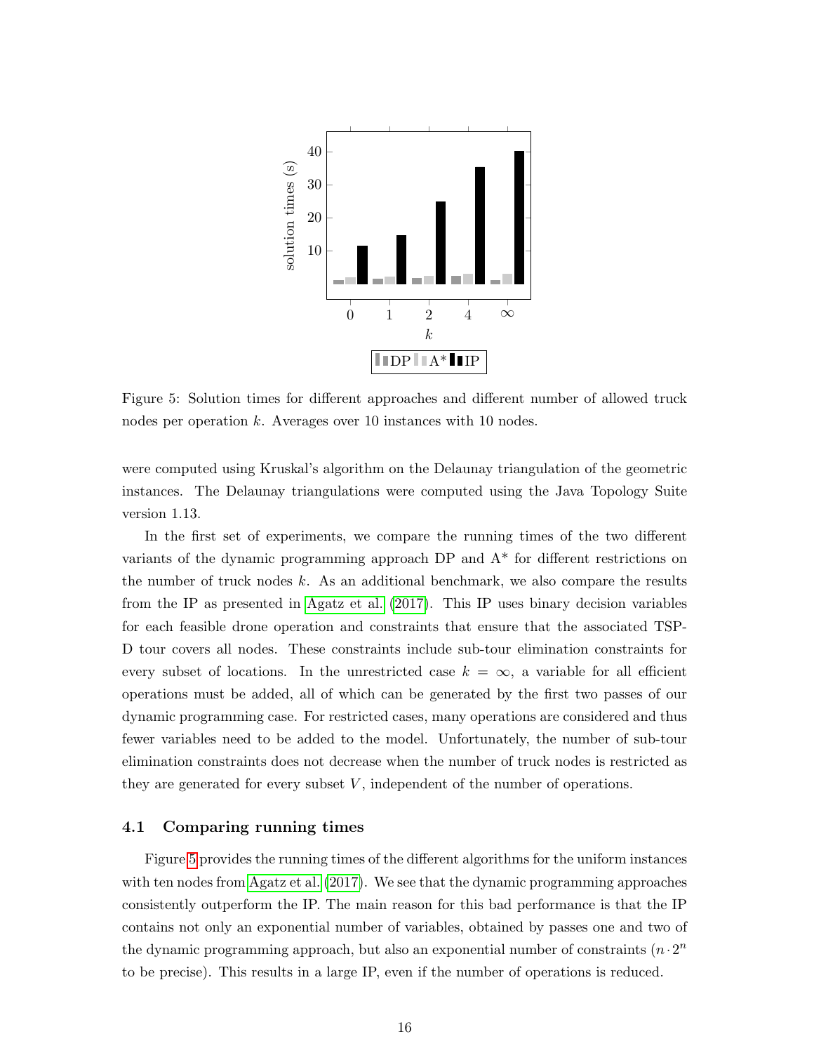Figure 5: Solution times for different approaches and different number of allowed truck nodes per operation $k$. Averages over 10 instances with 10 nodes.

were computed using Kruskal's algorithm on the Delaunay triangulation of the geometric instances. The Delaunay triangulations were computed using the Java Topology Suite version 1.13.

In the first set of experiments, we compare the running times of the two different variants of the dynamic programming approach DP and A* for different restrictions on the number of truck nodes $k$. As an additional benchmark, we also compare the results from the IP as presented in Agatz et al. (2017). This IP uses binary decision variables for each feasible drone operation and constraints that ensure that the associated TSP-D tour covers all nodes. These constraints include sub-tour elimination constraints for every subset of locations. In the unrestricted case $k = \infty$, a variable for all efficient operations must be added, all of which can be generated by the first two passes of our dynamic programming case. For restricted cases, many operations are considered and thus fewer variables need to be added to the model. Unfortunately, the number of sub-tour elimination constraints does not decrease when the number of truck nodes is restricted as they are generated for every subset $V$, independent of the number of operations.

### 4.1 Comparing running times

Figure 5 provides the running times of the different algorithms for the uniform instances with ten nodes from Agatz et al. (2017). We see that the dynamic programming approaches consistently outperform the IP. The main reason for this bad performance is that the IP contains not only an exponential number of variables, obtained by passes one and two of the dynamic programming approach, but also an exponential number of constraints ($n \cdot 2^n$ to be precise). This results in a large IP, even if the number of operations is reduced.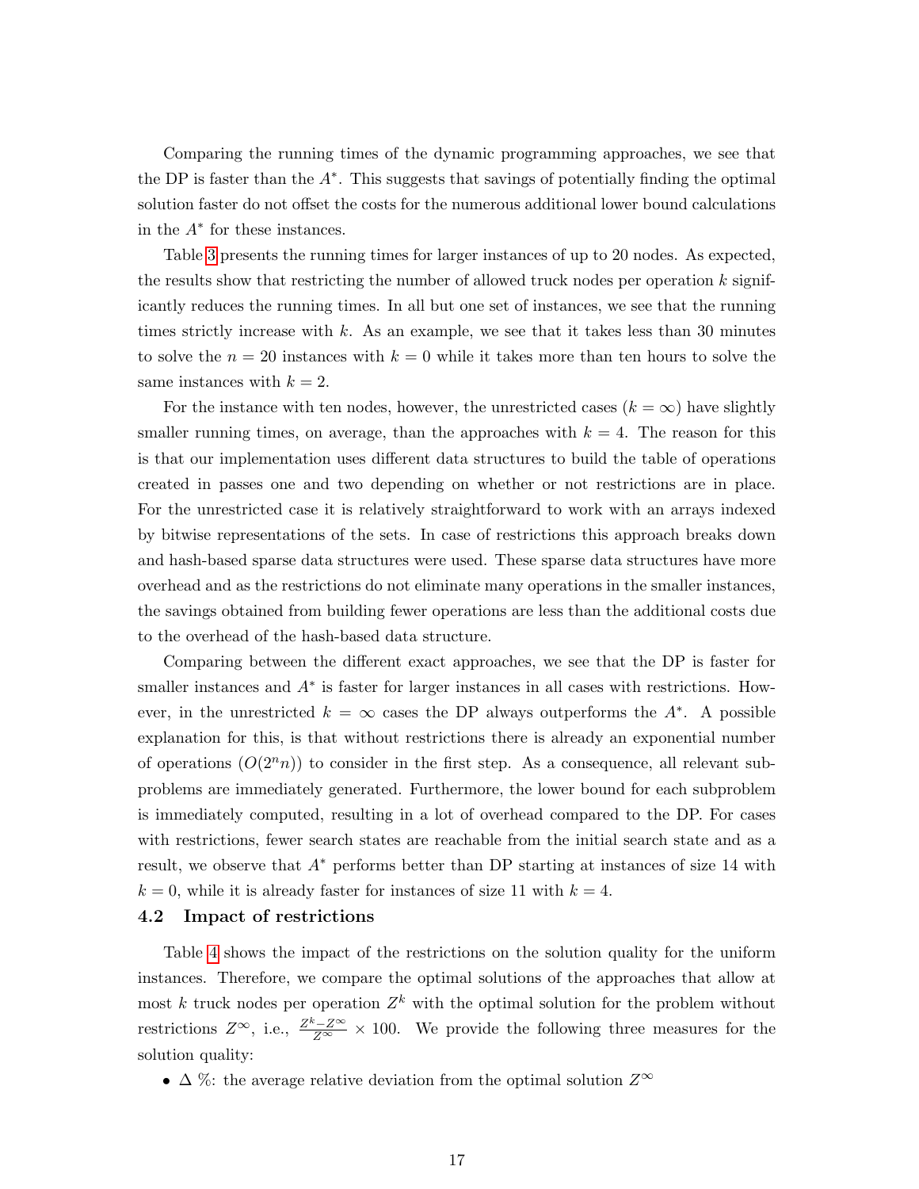Comparing the running times of the dynamic programming approaches, we see that the DP is faster than the $A^*$. This suggests that savings of potentially finding the optimal solution faster do not offset the costs for the numerous additional lower bound calculations in the $A^*$ for these instances.

Table 3 presents the running times for larger instances of up to 20 nodes. As expected, the results show that restricting the number of allowed truck nodes per operation $k$ significantly reduces the running times. In all but one set of instances, we see that the running times strictly increase with $k$. As an example, we see that it takes less than 30 minutes to solve the $n = 20$ instances with $k = 0$ while it takes more than ten hours to solve the same instances with $k = 2$.

For the instance with ten nodes, however, the unrestricted cases ($k = \infty$) have slightly smaller running times, on average, than the approaches with $k = 4$. The reason for this is that our implementation uses different data structures to build the table of operations created in passes one and two depending on whether or not restrictions are in place. For the unrestricted case it is relatively straightforward to work with an arrays indexed by bitwise representations of the sets. In case of restrictions this approach breaks down and hash-based sparse data structures were used. These sparse data structures have more overhead and as the restrictions do not eliminate many operations in the smaller instances, the savings obtained from building fewer operations are less than the additional costs due to the overhead of the hash-based data structure.

Comparing between the different exact approaches, we see that the DP is faster for smaller instances and $A^*$ is faster for larger instances in all cases with restrictions. However, in the unrestricted $k = \infty$ cases the DP always outperforms the $A^*$. A possible explanation for this, is that without restrictions there is already an exponential number of operations ($O(2^n n)$) to consider in the first step. As a consequence, all relevant subproblems are immediately generated. Furthermore, the lower bound for each subproblem is immediately computed, resulting in a lot of overhead compared to the DP. For cases with restrictions, fewer search states are reachable from the initial search state and as a result, we observe that $A^*$ performs better than DP starting at instances of size 14 with $k = 0$, while it is already faster for instances of size 11 with $k = 4$.

### 4.2 Impact of restrictions

Table 4 shows the impact of the restrictions on the solution quality for the uniform instances. Therefore, we compare the optimal solutions of the approaches that allow at most $k$ truck nodes per operation $Z^k$ with the optimal solution for the problem without restrictions $Z^\infty$, i.e., $\frac{Z^k - Z^\infty}{Z^\infty} \times 100$. We provide the following three measures for the solution quality:

- $\Delta$ %: the average relative deviation from the optimal solution $Z^\infty$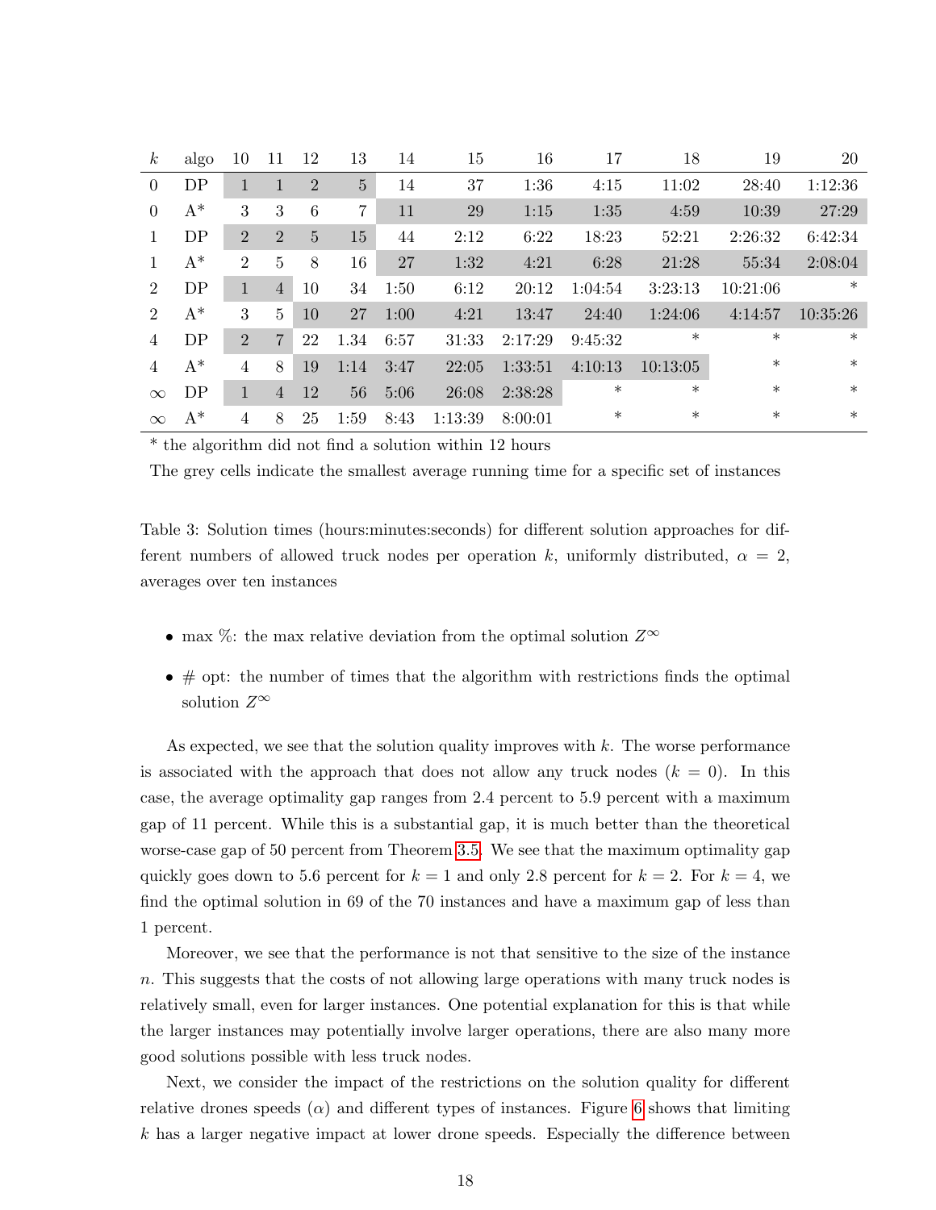| $k$ | algo | 10 | 11 | 12 | 13 | 14 | 15 | 16 | 17 | 18 | 19 | 20 |
|---|---|---|---|---|---|---|---|---|---|---|---|---|
| 0 | DP | 1 | 1 | 2 | 5 | 14 | 37 | 1:36 | 4:15 | 11:02 | 28:40 | 1:12:36 |
| 0 | A* | 3 | 3 | 6 | 7 | 11 | 29 | 1:15 | 1:35 | 4:59 | 10:39 | 27:29 |
| 1 | DP | 2 | 2 | 5 | 15 | 44 | 2:12 | 6:22 | 18:23 | 52:21 | 2:26:32 | 6:42:34 |
| 1 | A* | 2 | 5 | 8 | 16 | 27 | 1:32 | 4:21 | 6:28 | 21:28 | 55:34 | 2:08:04 |
| 2 | DP | 1 | 4 | 10 | 34 | 1:50 | 6:12 | 20:12 | 1:04:54 | 3:23:13 | 10:21:06 | * |
| 2 | A* | 3 | 5 | 10 | 27 | 1:00 | 4:21 | 13:47 | 24:40 | 1:24:06 | 4:14:57 | 10:35:26 |
| 4 | DP | 2 | 7 | 22 | 1.34 | 6:57 | 31:33 | 2:17:29 | 9:45:32 | * | * | * |
| 4 | A* | 4 | 8 | 19 | 1:14 | 3:47 | 22:05 | 1:33:51 | 4:10:13 | 10:13:05 | * | * |
| $\infty$ | DP | 1 | 4 | 12 | 56 | 5:06 | 26:08 | 2:38:28 | * | * | * | * |
| $\infty$ | A* | 4 | 8 | 25 | 1:59 | 8:43 | 1:13:39 | 8:00:01 | * | * | * | * |

\* the algorithm did not find a solution within 12 hours

The grey cells indicate the smallest average running time for a specific set of instances

Table 3: Solution times (hours:minutes:seconds) for different solution approaches for different numbers of allowed truck nodes per operation $k$, uniformly distributed, $\alpha = 2$, averages over ten instances

- max %: the max relative deviation from the optimal solution $Z^{\infty}$
- # opt: the number of times that the algorithm with restrictions finds the optimal solution $Z^{\infty}$

As expected, we see that the solution quality improves with $k$. The worse performance is associated with the approach that does not allow any truck nodes ($k = 0$). In this case, the average optimality gap ranges from 2.4 percent to 5.9 percent with a maximum gap of 11 percent. While this is a substantial gap, it is much better than the theoretical worse-case gap of 50 percent from Theorem 3.5. We see that the maximum optimality gap quickly goes down to 5.6 percent for $k = 1$ and only 2.8 percent for $k = 2$. For $k = 4$, we find the optimal solution in 69 of the 70 instances and have a maximum gap of less than 1 percent.

Moreover, we see that the performance is not that sensitive to the size of the instance $n$. This suggests that the costs of not allowing large operations with many truck nodes is relatively small, even for larger instances. One potential explanation for this is that while the larger instances may potentially involve larger operations, there are also many more good solutions possible with less truck nodes.

Next, we consider the impact of the restrictions on the solution quality for different relative drones speeds ($\alpha$) and different types of instances. Figure 6 shows that limiting $k$ has a larger negative impact at lower drone speeds. Especially the difference between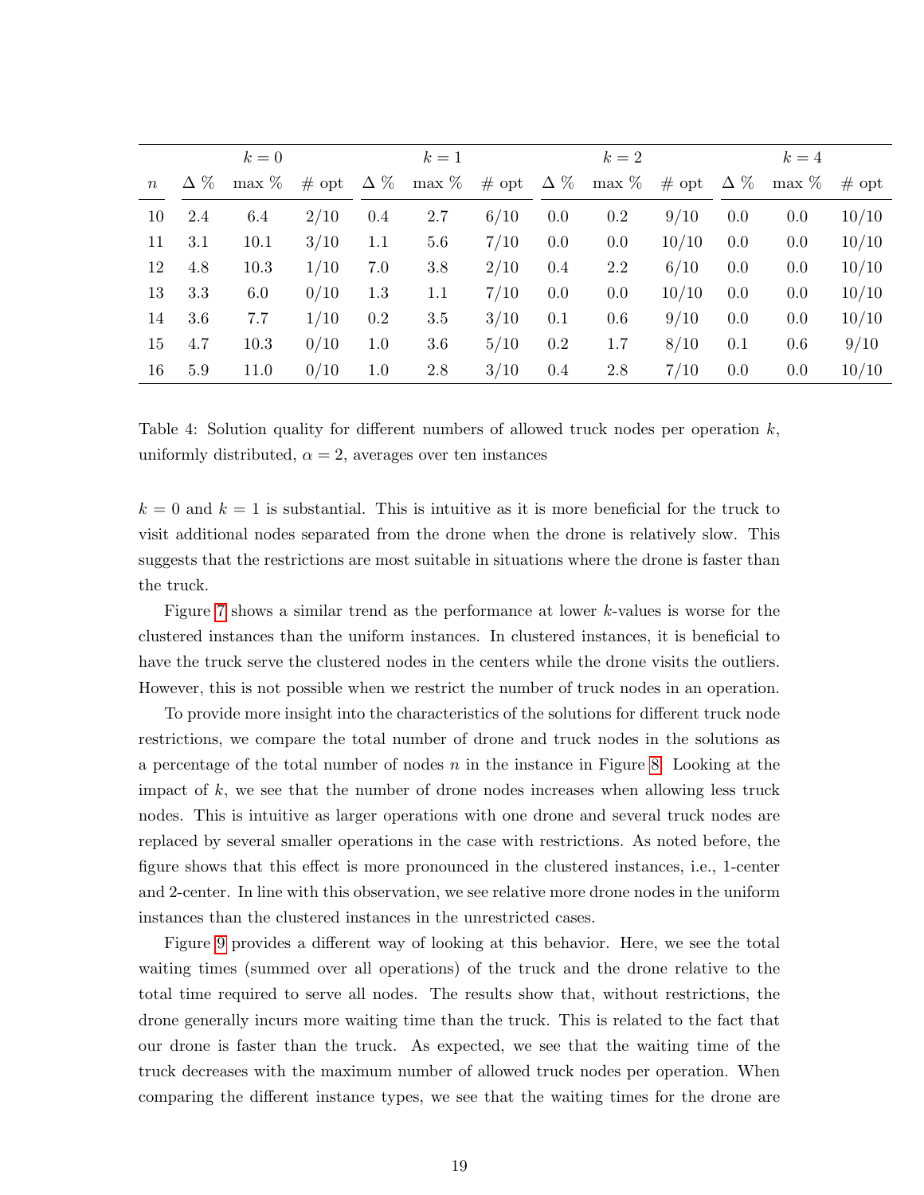| | $k=0$ | | | $k=1$ | | | $k=2$ | | | $k=4$ | | |
|---|---|---|---|---|---|---|---|---|---|---|---|---|
| $n$ | $\Delta$ % | max % | # opt | $\Delta$ % | max % | # opt | $\Delta$ % | max % | # opt | $\Delta$ % | max % | # opt |
| 10 | 2.4 | 6.4 | 2/10 | 0.4 | 2.7 | 6/10 | 0.0 | 0.2 | 9/10 | 0.0 | 0.0 | 10/10 |
| 11 | 3.1 | 10.1 | 3/10 | 1.1 | 5.6 | 7/10 | 0.0 | 0.0 | 10/10 | 0.0 | 0.0 | 10/10 |
| 12 | 4.8 | 10.3 | 1/10 | 7.0 | 3.8 | 2/10 | 0.4 | 2.2 | 6/10 | 0.0 | 0.0 | 10/10 |
| 13 | 3.3 | 6.0 | 0/10 | 1.3 | 1.1 | 7/10 | 0.0 | 0.0 | 10/10 | 0.0 | 0.0 | 10/10 |
| 14 | 3.6 | 7.7 | 1/10 | 0.2 | 3.5 | 3/10 | 0.1 | 0.6 | 9/10 | 0.0 | 0.0 | 10/10 |
| 15 | 4.7 | 10.3 | 0/10 | 1.0 | 3.6 | 5/10 | 0.2 | 1.7 | 8/10 | 0.1 | 0.6 | 9/10 |
| 16 | 5.9 | 11.0 | 0/10 | 1.0 | 2.8 | 3/10 | 0.4 | 2.8 | 7/10 | 0.0 | 0.0 | 10/10 |

Table 4: Solution quality for different numbers of allowed truck nodes per operation $k$, uniformly distributed, $\alpha = 2$, averages over ten instances

$k = 0$ and $k = 1$ is substantial. This is intuitive as it is more beneficial for the truck to visit additional nodes separated from the drone when the drone is relatively slow. This suggests that the restrictions are most suitable in situations where the drone is faster than the truck.

Figure 7 shows a similar trend as the performance at lower $k$-values is worse for the clustered instances than the uniform instances. In clustered instances, it is beneficial to have the truck serve the clustered nodes in the centers while the drone visits the outliers. However, this is not possible when we restrict the number of truck nodes in an operation.

To provide more insight into the characteristics of the solutions for different truck node restrictions, we compare the total number of drone and truck nodes in the solutions as a percentage of the total number of nodes $n$ in the instance in Figure 8. Looking at the impact of $k$, we see that the number of drone nodes increases when allowing less truck nodes. This is intuitive as larger operations with one drone and several truck nodes are replaced by several smaller operations in the case with restrictions. As noted before, the figure shows that this effect is more pronounced in the clustered instances, i.e., 1-center and 2-center. In line with this observation, we see relative more drone nodes in the uniform instances than the clustered instances in the unrestricted cases.

Figure 9 provides a different way of looking at this behavior. Here, we see the total waiting times (summed over all operations) of the truck and the drone relative to the total time required to serve all nodes. The results show that, without restrictions, the drone generally incurs more waiting time than the truck. This is related to the fact that our drone is faster than the truck. As expected, we see that the waiting time of the truck decreases with the maximum number of allowed truck nodes per operation. When comparing the different instance types, we see that the waiting times for the drone are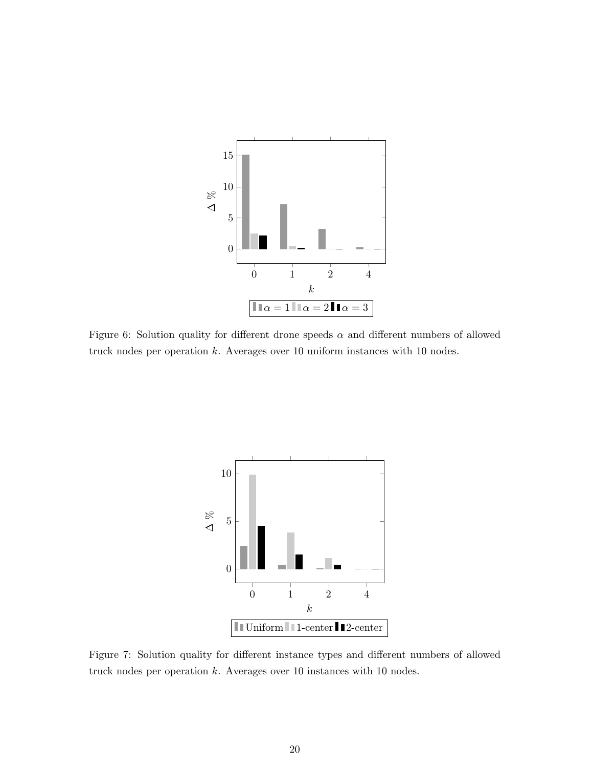Figure 6: Solution quality for different drone speeds $\alpha$ and different numbers of allowed truck nodes per operation $k$. Averages over 10 uniform instances with 10 nodes.

Figure 7: Solution quality for different instance types and different numbers of allowed truck nodes per operation $k$. Averages over 10 instances with 10 nodes.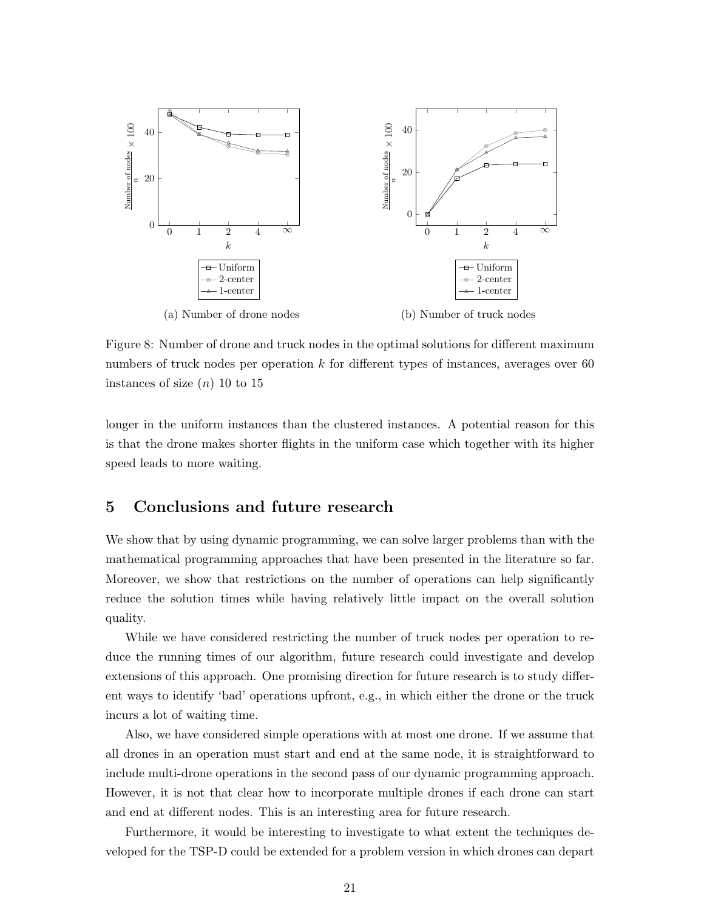(a) Number of drone nodes

(b) Number of truck nodes

Figure 8: Number of drone and truck nodes in the optimal solutions for different maximum numbers of truck nodes per operation $k$ for different types of instances, averages over 60 instances of size $(n)$ 10 to 15

longer in the uniform instances than the clustered instances. A potential reason for this is that the drone makes shorter flights in the uniform case which together with its higher speed leads to more waiting.

## 5 Conclusions and future research

We show that by using dynamic programming, we can solve larger problems than with the mathematical programming approaches that have been presented in the literature so far. Moreover, we show that restrictions on the number of operations can help significantly reduce the solution times while having relatively little impact on the overall solution quality.

While we have considered restricting the number of truck nodes per operation to reduce the running times of our algorithm, future research could investigate and develop extensions of this approach. One promising direction for future research is to study different ways to identify 'bad' operations upfront, e.g., in which either the drone or the truck incurs a lot of waiting time.

Also, we have considered simple operations with at most one drone. If we assume that all drones in an operation must start and end at the same node, it is straightforward to include multi-drone operations in the second pass of our dynamic programming approach. However, it is not that clear how to incorporate multiple drones if each drone can start and end at different nodes. This is an interesting area for future research.

Furthermore, it would be interesting to investigate to what extent the techniques developed for the TSP-D could be extended for a problem version in which drones can depart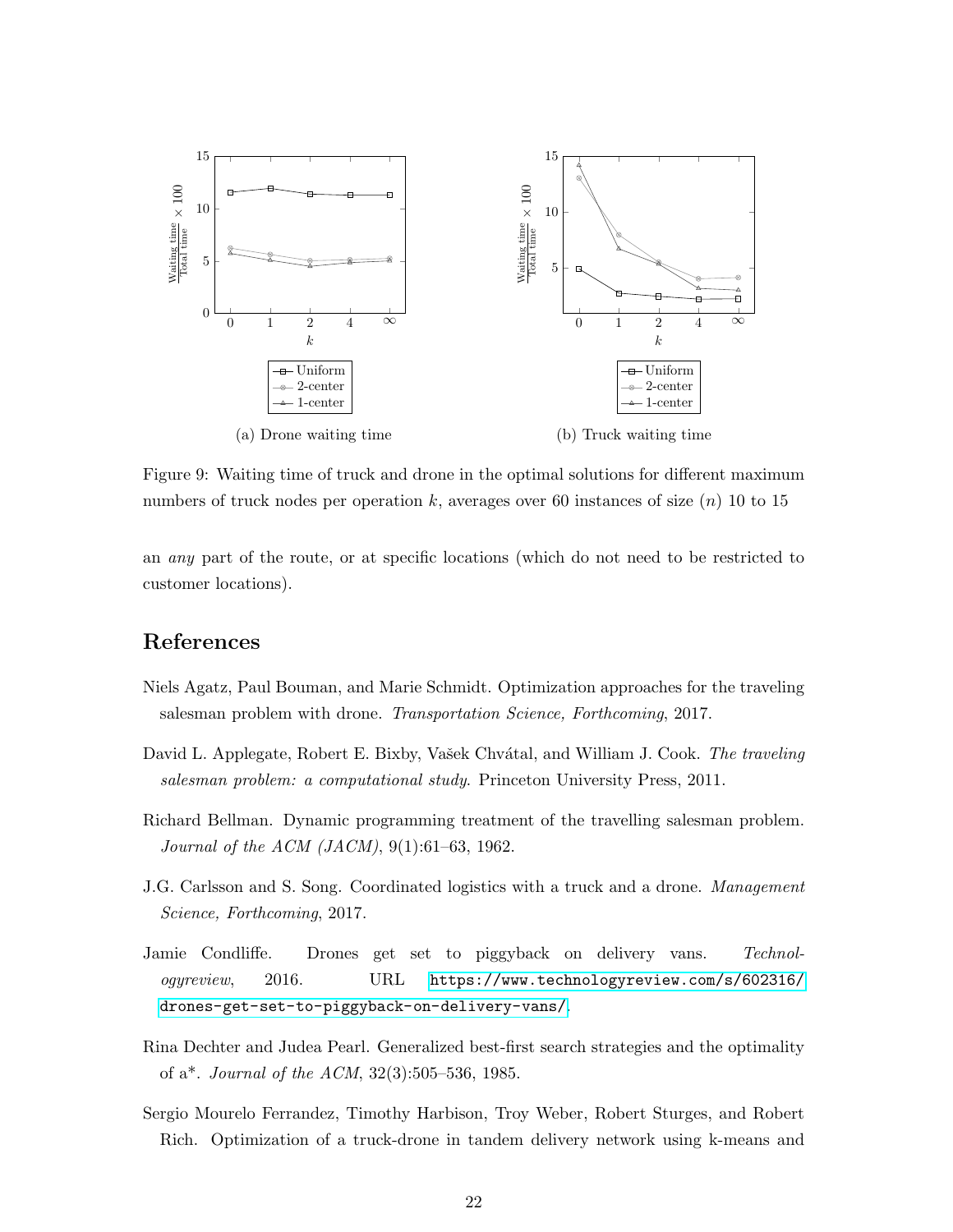(a) Drone waiting time

(b) Truck waiting time

Figure 9: Waiting time of truck and drone in the optimal solutions for different maximum numbers of truck nodes per operation $k$, averages over 60 instances of size ($n$) 10 to 15

an *any* part of the route, or at specific locations (which do not need to be restricted to customer locations).

## References

Niels Agatz, Paul Bouman, and Marie Schmidt. Optimization approaches for the traveling salesman problem with drone. *Transportation Science, Forthcoming*, 2017.

David L. Applegate, Robert E. Bixby, Vašek Chvátal, and William J. Cook. *The traveling salesman problem: a computational study*. Princeton University Press, 2011.

Richard Bellman. Dynamic programming treatment of the travelling salesman problem. *Journal of the ACM (JACM)*, 9(1):61–63, 1962.

J.G. Carlsson and S. Song. Coordinated logistics with a truck and a drone. *Management Science, Forthcoming*, 2017.

Jamie Condliffe. Drones get set to piggyback on delivery vans. *Technologyreview*, 2016. URL https://www.technologyreview.com/s/602316/drones-get-set-to-piggyback-on-delivery-vans/.

Rina Dechter and Judea Pearl. Generalized best-first search strategies and the optimality of a*. *Journal of the ACM*, 32(3):505–536, 1985.

Sergio Mourelo Ferrandez, Timothy Harbison, Troy Weber, Robert Sturges, and Robert Rich. Optimization of a truck-drone in tandem delivery network using k-means and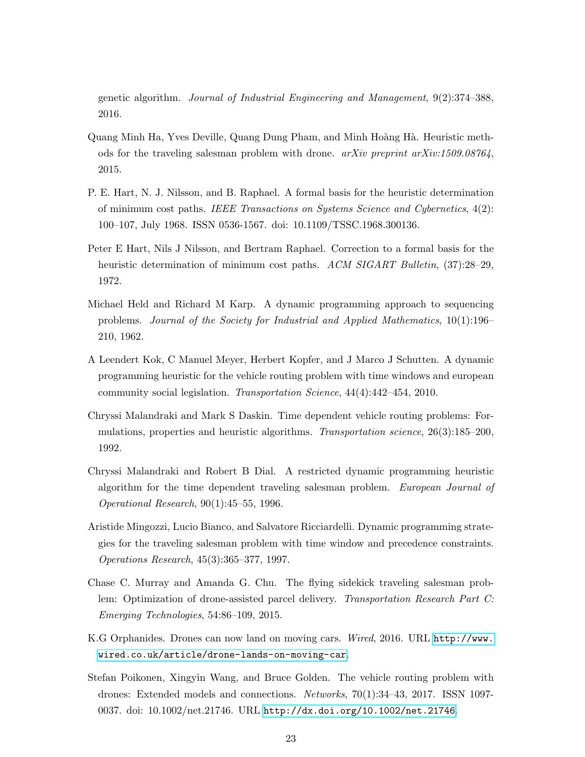genetic algorithm. *Journal of Industrial Engineering and Management*, 9(2):374–388, 2016.

Quang Minh Ha, Yves Deville, Quang Dung Pham, and Minh Hoàng Hà. Heuristic methods for the traveling salesman problem with drone. *arXiv preprint arXiv:1509.08764*, 2015.

P. E. Hart, N. J. Nilsson, and B. Raphael. A formal basis for the heuristic determination of minimum cost paths. *IEEE Transactions on Systems Science and Cybernetics*, 4(2): 100–107, July 1968. ISSN 0536-1567. doi: 10.1109/TSSC.1968.300136.

Peter E Hart, Nils J Nilsson, and Bertram Raphael. Correction to a formal basis for the heuristic determination of minimum cost paths. *ACM SIGART Bulletin*, (37):28–29, 1972.

Michael Held and Richard M Karp. A dynamic programming approach to sequencing problems. *Journal of the Society for Industrial and Applied Mathematics*, 10(1):196–210, 1962.

A Leendert Kok, C Manuel Meyer, Herbert Kopfer, and J Marco J Schutten. A dynamic programming heuristic for the vehicle routing problem with time windows and european community social legislation. *Transportation Science*, 44(4):442–454, 2010.

Chryssi Malandraki and Mark S Daskin. Time dependent vehicle routing problems: Formulations, properties and heuristic algorithms. *Transportation science*, 26(3):185–200, 1992.

Chryssi Malandraki and Robert B Dial. A restricted dynamic programming heuristic algorithm for the time dependent traveling salesman problem. *European Journal of Operational Research*, 90(1):45–55, 1996.

Aristide Mingozzi, Lucio Bianco, and Salvatore Ricciardelli. Dynamic programming strategies for the traveling salesman problem with time window and precedence constraints. *Operations Research*, 45(3):365–377, 1997.

Chase C. Murray and Amanda G. Chu. The flying sidekick traveling salesman problem: Optimization of drone-assisted parcel delivery. *Transportation Research Part C: Emerging Technologies*, 54:86–109, 2015.

K.G Orphanides. Drones can now land on moving cars. *Wired*, 2016. URL http://www.wired.co.uk/article/drone-lands-on-moving-car.

Stefan Poikonen, Xingyin Wang, and Bruce Golden. The vehicle routing problem with drones: Extended models and connections. *Networks*, 70(1):34–43, 2017. ISSN 1097-0037. doi: 10.1002/net.21746. URL http://dx.doi.org/10.1002/net.21746.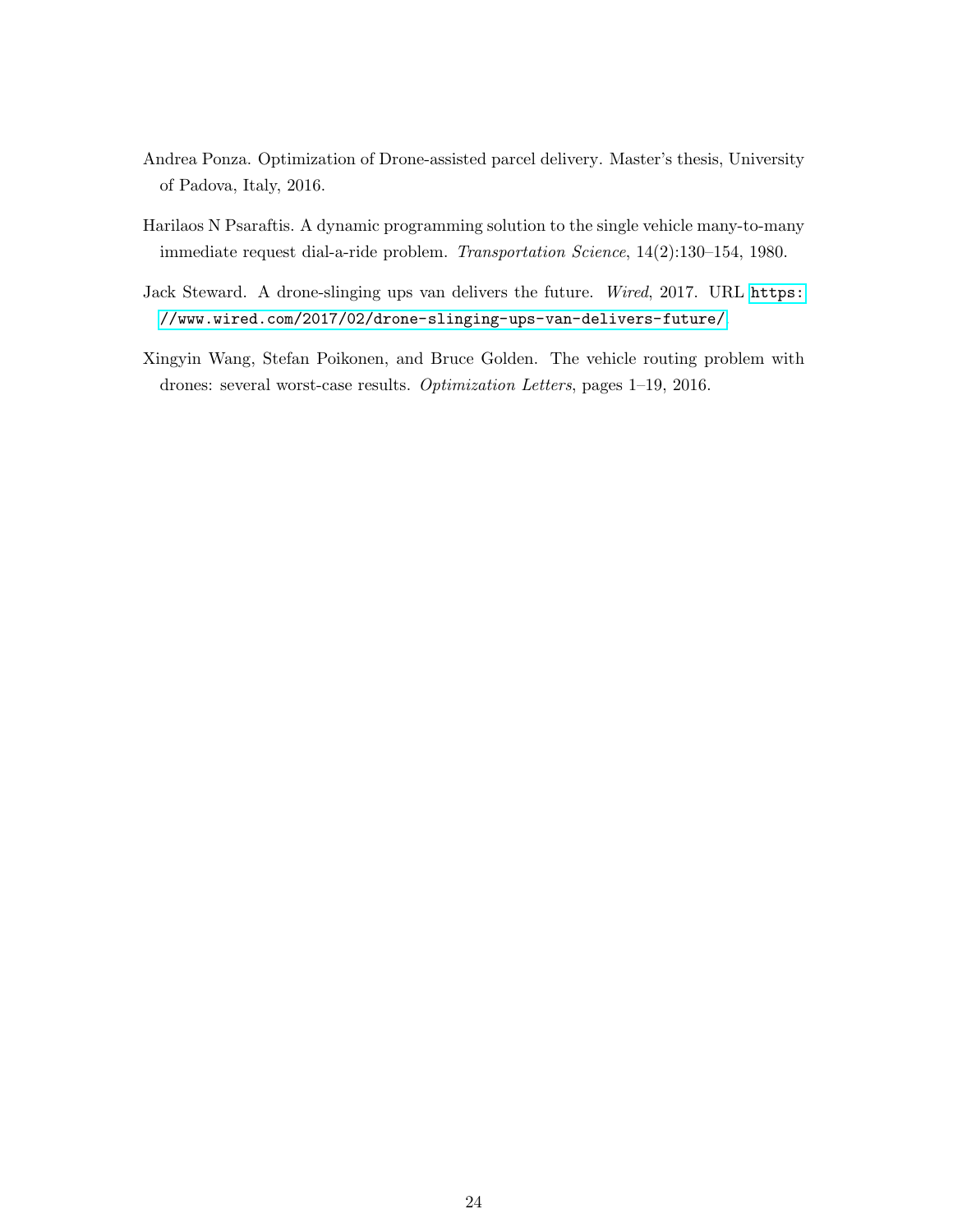Andrea Ponza. Optimization of Drone-assisted parcel delivery. Master's thesis, University of Padova, Italy, 2016.

Harilaos N Psaraftis. A dynamic programming solution to the single vehicle many-to-many immediate request dial-a-ride problem. *Transportation Science*, 14(2):130–154, 1980.

Jack Steward. A drone-slinging ups van delivers the future. *Wired*, 2017. URL https://www.wired.com/2017/02/drone-slinging-ups-van-delivers-future/.

Xingyin Wang, Stefan Poikonen, and Bruce Golden. The vehicle routing problem with drones: several worst-case results. *Optimization Letters*, pages 1–19, 2016.